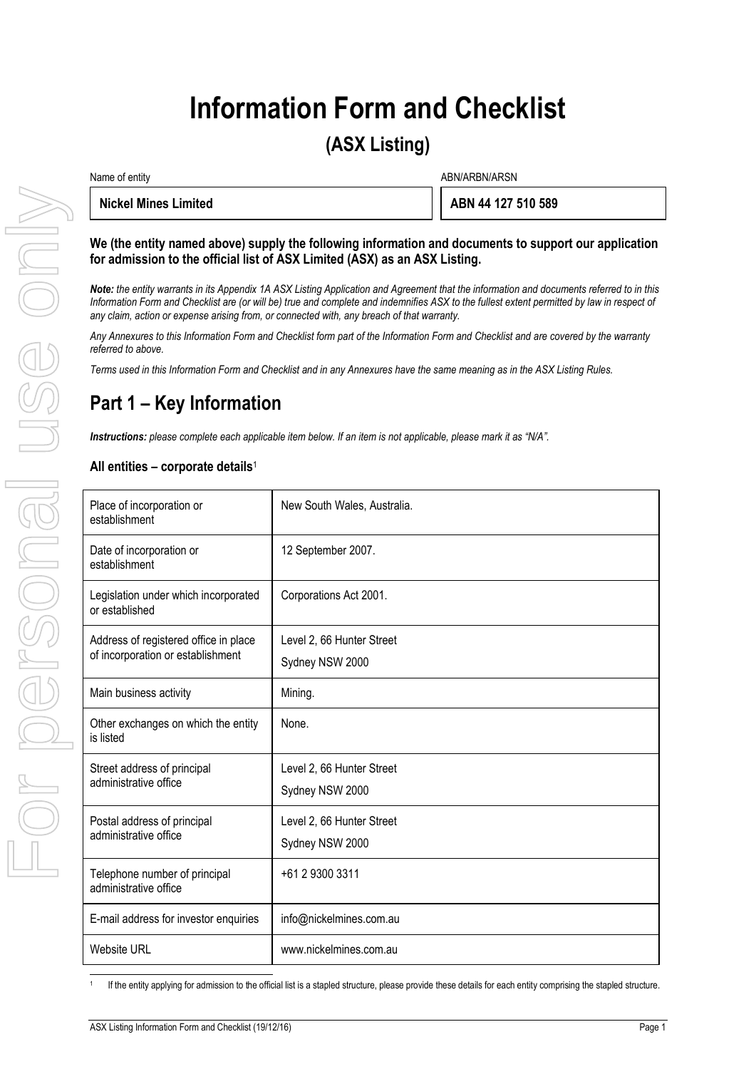# Information Form and Checklist

## (ASX Listing)

| Name of entity | ABN/ARBN/ARSN |
|---|---|
| **Nickel Mines Limited** | **ABN 44 127 510 589** |

**We (the entity named above) supply the following information and documents to support our application for admission to the official list of ASX Limited (ASX) as an ASX Listing.**

***Note:*** *the entity warrants in its Appendix 1A ASX Listing Application and Agreement that the information and documents referred to in this Information Form and Checklist are (or will be) true and complete and indemnifies ASX to the fullest extent permitted by law in respect of any claim, action or expense arising from, or connected with, any breach of that warranty.*

*Any Annexures to this Information Form and Checklist form part of the Information Form and Checklist and are covered by the warranty referred to above.*

*Terms used in this Information Form and Checklist and in any Annexures have the same meaning as in the ASX Listing Rules.*

# Part 1 – Key Information

***Instructions:*** *please complete each applicable item below. If an item is not applicable, please mark it as "N/A".*

### All entities – corporate details[1]

| | |
|---|---|
| Place of incorporation or establishment | New South Wales, Australia. |
| Date of incorporation or establishment | 12 September 2007. |
| Legislation under which incorporated or established | Corporations Act 2001. |
| Address of registered office in place of incorporation or establishment | Level 2, 66 Hunter Street Sydney NSW 2000 |
| Main business activity | Mining. |
| Other exchanges on which the entity is listed | None. |
| Street address of principal administrative office | Level 2, 66 Hunter Street Sydney NSW 2000 |
| Postal address of principal administrative office | Level 2, 66 Hunter Street Sydney NSW 2000 |
| Telephone number of principal administrative office | +61 2 9300 3311 |
| E-mail address for investor enquiries | info@nickelmines.com.au |
| Website URL | www.nickelmines.com.au |

[1] If the entity applying for admission to the official list is a stapled structure, please provide these details for each entity comprising the stapled structure.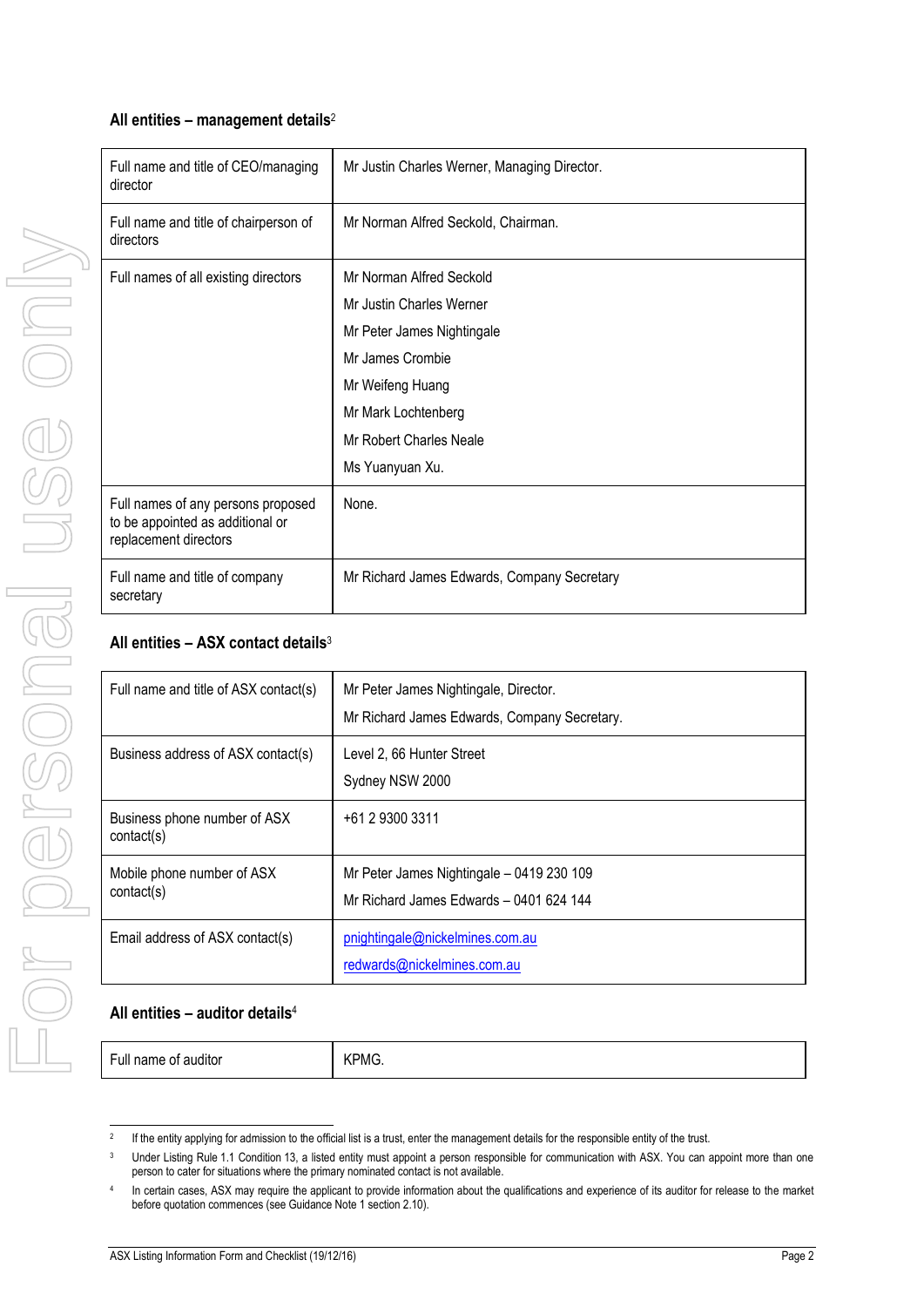**All entities – management details**[2]

| | |
|---|---|
| Full name and title of CEO/managing director | Mr Justin Charles Werner, Managing Director. |
| Full name and title of chairperson of directors | Mr Norman Alfred Seckold, Chairman. |
| Full names of all existing directors | Mr Norman Alfred Seckold<br>Mr Justin Charles Werner<br>Mr Peter James Nightingale<br>Mr James Crombie<br>Mr Weifeng Huang<br>Mr Mark Lochtenberg<br>Mr Robert Charles Neale<br>Ms Yuanyuan Xu. |
| Full names of any persons proposed to be appointed as additional or replacement directors | None. |
| Full name and title of company secretary | Mr Richard James Edwards, Company Secretary |

**All entities – ASX contact details**[3]

| | |
|---|---|
| Full name and title of ASX contact(s) | Mr Peter James Nightingale, Director.<br>Mr Richard James Edwards, Company Secretary. |
| Business address of ASX contact(s) | Level 2, 66 Hunter Street<br>Sydney NSW 2000 |
| Business phone number of ASX contact(s) | +61 2 9300 3311 |
| Mobile phone number of ASX contact(s) | Mr Peter James Nightingale – 0419 230 109<br>Mr Richard James Edwards – 0401 624 144 |
| Email address of ASX contact(s) | pnightingale@nickelmines.com.au<br>redwards@nickelmines.com.au |

**All entities – auditor details**[4]

| | |
|---|---|
| Full name of auditor | KPMG. |

[2] If the entity applying for admission to the official list is a trust, enter the management details for the responsible entity of the trust.

[3] Under Listing Rule 1.1 Condition 13, a listed entity must appoint a person responsible for communication with ASX. You can appoint more than one person to cater for situations where the primary nominated contact is not available.

[4] In certain cases, ASX may require the applicant to provide information about the qualifications and experience of its auditor for release to the market before quotation commences (see Guidance Note 1 section 2.10).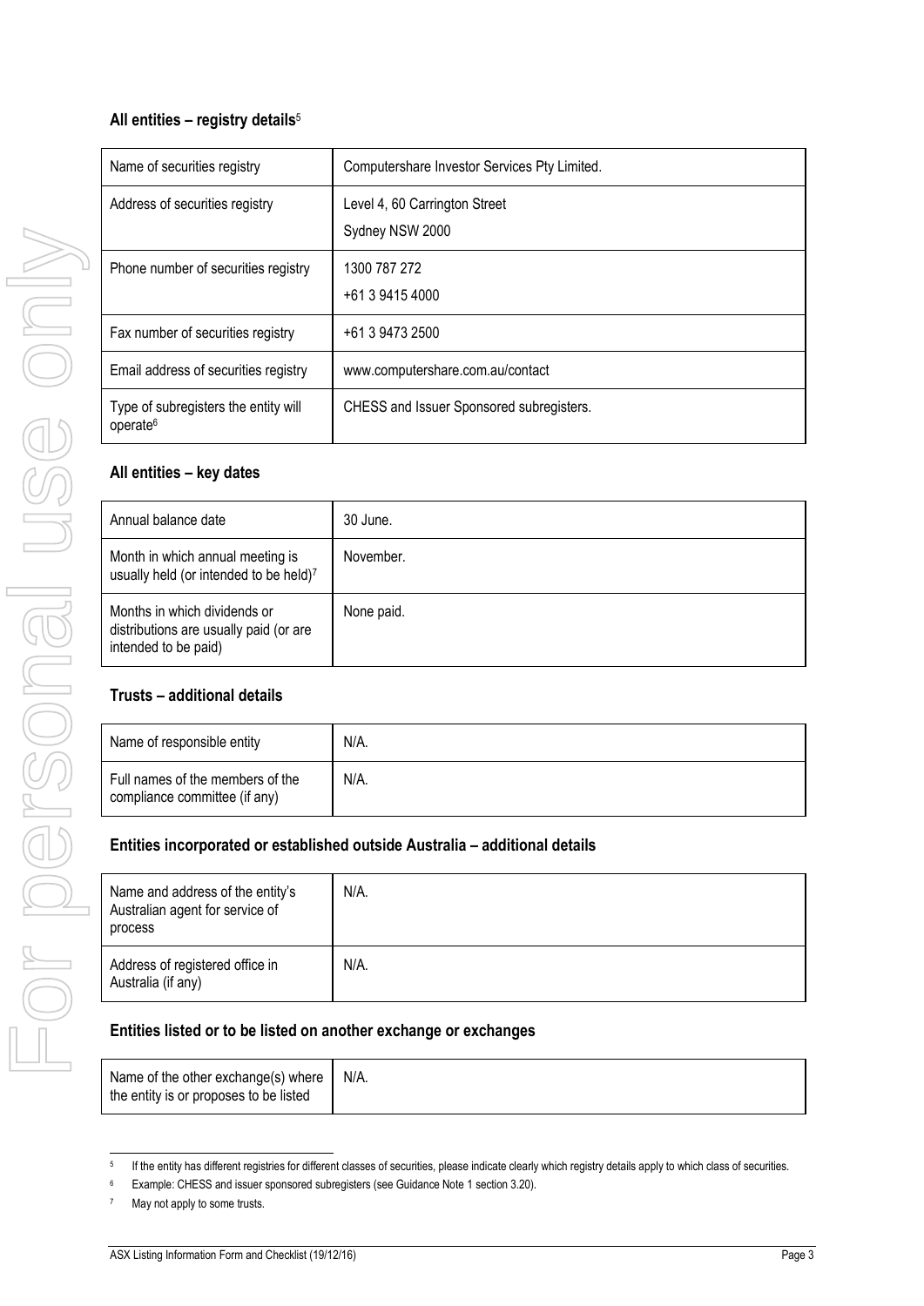### All entities – registry details[5]

| Name of securities registry | Computershare Investor Services Pty Limited. |
| --- | --- |
| Address of securities registry | Level 4, 60 Carrington Street<br>Sydney NSW 2000 |
| Phone number of securities registry | 1300 787 272<br>+61 3 9415 4000 |
| Fax number of securities registry | +61 3 9473 2500 |
| Email address of securities registry | www.computershare.com.au/contact |
| Type of subregisters the entity will operate[6] | CHESS and Issuer Sponsored subregisters. |

### All entities – key dates

| Annual balance date | 30 June. |
| --- | --- |
| Month in which annual meeting is usually held (or intended to be held)[7] | November. |
| Months in which dividends or distributions are usually paid (or are intended to be paid) | None paid. |

### Trusts – additional details

| Name of responsible entity | N/A. |
| --- | --- |
| Full names of the members of the compliance committee (if any) | N/A. |

### Entities incorporated or established outside Australia – additional details

| Name and address of the entity's Australian agent for service of process | N/A. |
| --- | --- |
| Address of registered office in Australia (if any) | N/A. |

### Entities listed or to be listed on another exchange or exchanges

| Name of the other exchange(s) where the entity is or proposes to be listed | N/A. |
| --- | --- |

[5] If the entity has different registries for different classes of securities, please indicate clearly which registry details apply to which class of securities.

[6] Example: CHESS and issuer sponsored subregisters (see Guidance Note 1 section 3.20).

[7] May not apply to some trusts.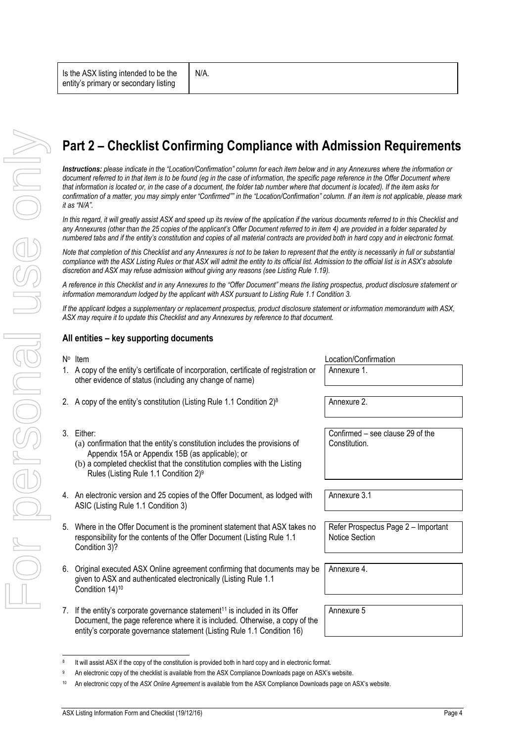| Is the ASX listing intended to be the entity's primary or secondary listing | N/A. |
|---|---|

# Part 2 – Checklist Confirming Compliance with Admission Requirements

***Instructions:*** *please indicate in the "Location/Confirmation" column for each item below and in any Annexures where the information or document referred to in that item is to be found (eg in the case of information, the specific page reference in the Offer Document where that information is located or, in the case of a document, the folder tab number where that document is located). If the item asks for confirmation of a matter, you may simply enter "Confirmed"" in the "Location/Confirmation" column. If an item is not applicable, please mark it as "N/A".*

*In this regard, it will greatly assist ASX and speed up its review of the application if the various documents referred to in this Checklist and any Annexures (other than the 25 copies of the applicant's Offer Document referred to in item 4) are provided in a folder separated by numbered tabs and if the entity's constitution and copies of all material contracts are provided both in hard copy and in electronic format.*

*Note that completion of this Checklist and any Annexures is not to be taken to represent that the entity is necessarily in full or substantial compliance with the ASX Listing Rules or that ASX will admit the entity to its official list. Admission to the official list is in ASX's absolute discretion and ASX may refuse admission without giving any reasons (see Listing Rule 1.19).*

*A reference in this Checklist and in any Annexures to the "Offer Document" means the listing prospectus, product disclosure statement or information memorandum lodged by the applicant with ASX pursuant to Listing Rule 1.1 Condition 3.*

*If the applicant lodges a supplementary or replacement prospectus, product disclosure statement or information memorandum with ASX, ASX may require it to update this Checklist and any Annexures by reference to that document.*

### All entities – key supporting documents

| Nº | Item | Location/Confirmation |
|---|---|---|
| 1. | A copy of the entity's certificate of incorporation, certificate of registration or other evidence of status (including any change of name) | Annexure 1. |
| 2. | A copy of the entity's constitution (Listing Rule 1.1 Condition 2)[8] | Annexure 2. |
| 3. | Either: (a) confirmation that the entity's constitution includes the provisions of Appendix 15A or Appendix 15B (as applicable); or (b) a completed checklist that the constitution complies with the Listing Rules (Listing Rule 1.1 Condition 2)[9] | Confirmed – see clause 29 of the Constitution. |
| 4. | An electronic version and 25 copies of the Offer Document, as lodged with ASIC (Listing Rule 1.1 Condition 3) | Annexure 3.1 |
| 5. | Where in the Offer Document is the prominent statement that ASX takes no responsibility for the contents of the Offer Document (Listing Rule 1.1 Condition 3)? | Refer Prospectus Page 2 – Important Notice Section |
| 6. | Original executed ASX Online agreement confirming that documents may be given to ASX and authenticated electronically (Listing Rule 1.1 Condition 14)[10] | Annexure 4. |
| 7. | If the entity's corporate governance statement[11] is included in its Offer Document, the page reference where it is included. Otherwise, a copy of the entity's corporate governance statement (Listing Rule 1.1 Condition 16) | Annexure 5 |

[8] It will assist ASX if the copy of the constitution is provided both in hard copy and in electronic format.

[9] An electronic copy of the checklist is available from the ASX Compliance Downloads page on ASX's website.

[10] An electronic copy of the *ASX Online Agreement* is available from the ASX Compliance Downloads page on ASX's website.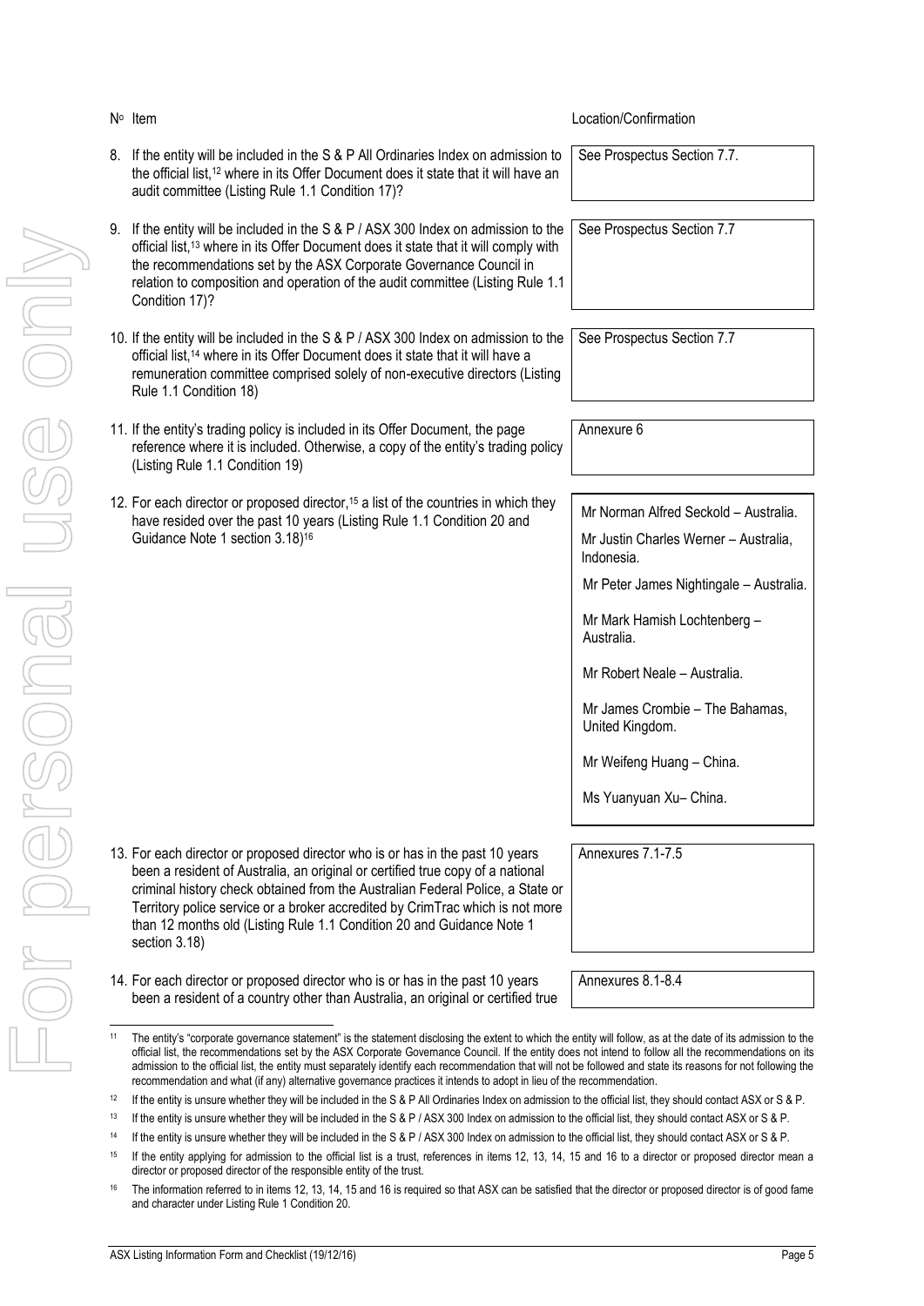| Nº | Item | Location/Confirmation |
|---|---|---|
| 8. | If the entity will be included in the S & P All Ordinaries Index on admission to the official list,[12] where in its Offer Document does it state that it will have an audit committee (Listing Rule 1.1 Condition 17)? | See Prospectus Section 7.7. |
| 9. | If the entity will be included in the S & P / ASX 300 Index on admission to the official list,[13] where in its Offer Document does it state that it will comply with the recommendations set by the ASX Corporate Governance Council in relation to composition and operation of the audit committee (Listing Rule 1.1 Condition 17)? | See Prospectus Section 7.7 |
| 10. | If the entity will be included in the S & P / ASX 300 Index on admission to the official list,[14] where in its Offer Document does it state that it will have a remuneration committee comprised solely of non-executive directors (Listing Rule 1.1 Condition 18) | See Prospectus Section 7.7 |
| 11. | If the entity's trading policy is included in its Offer Document, the page reference where it is included. Otherwise, a copy of the entity's trading policy (Listing Rule 1.1 Condition 19) | Annexure 6 |
| 12. | For each director or proposed director,[15] a list of the countries in which they have resided over the past 10 years (Listing Rule 1.1 Condition 20 and Guidance Note 1 section 3.18)[16] | Mr Norman Alfred Seckold – Australia.<br><br>Mr Justin Charles Werner – Australia, Indonesia.<br><br>Mr Peter James Nightingale – Australia.<br><br>Mr Mark Hamish Lochtenberg – Australia.<br><br>Mr Robert Neale – Australia.<br><br>Mr James Crombie – The Bahamas, United Kingdom.<br><br>Mr Weifeng Huang – China.<br><br>Ms Yuanyuan Xu– China. |
| 13. | For each director or proposed director who is or has in the past 10 years been a resident of Australia, an original or certified true copy of a national criminal history check obtained from the Australian Federal Police, a State or Territory police service or a broker accredited by CrimTrac which is not more than 12 months old (Listing Rule 1.1 Condition 20 and Guidance Note 1 section 3.18) | Annexures 7.1-7.5 |
| 14. | For each director or proposed director who is or has in the past 10 years been a resident of a country other than Australia, an original or certified true | Annexures 8.1-8.4 |

---

[11] The entity's "corporate governance statement" is the statement disclosing the extent to which the entity will follow, as at the date of its admission to the official list, the recommendations set by the ASX Corporate Governance Council. If the entity does not intend to follow all the recommendations on its admission to the official list, the entity must separately identify each recommendation that will not be followed and state its reasons for not following the recommendation and what (if any) alternative governance practices it intends to adopt in lieu of the recommendation.

[12] If the entity is unsure whether they will be included in the S & P All Ordinaries Index on admission to the official list, they should contact ASX or S & P.

[13] If the entity is unsure whether they will be included in the S & P / ASX 300 Index on admission to the official list, they should contact ASX or S & P.

[14] If the entity is unsure whether they will be included in the S & P / ASX 300 Index on admission to the official list, they should contact ASX or S & P.

[15] If the entity applying for admission to the official list is a trust, references in items 12, 13, 14, 15 and 16 to a director or proposed director mean a director or proposed director of the responsible entity of the trust.

[16] The information referred to in items 12, 13, 14, 15 and 16 is required so that ASX can be satisfied that the director or proposed director is of good fame and character under Listing Rule 1 Condition 20.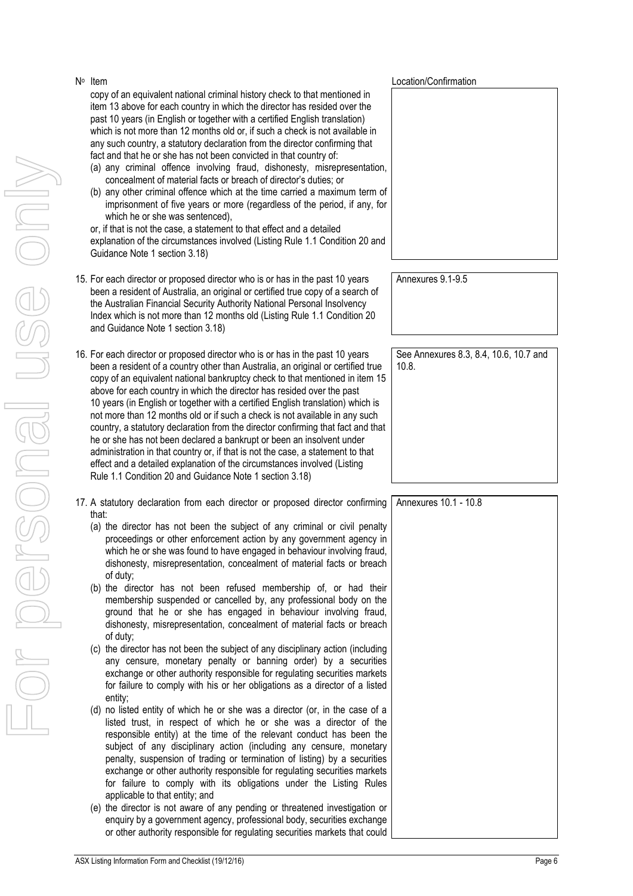| Nº Item | Location/Confirmation |
|---|---|
| copy of an equivalent national criminal history check to that mentioned in item 13 above for each country in which the director has resided over the past 10 years (in English or together with a certified English translation) which is not more than 12 months old or, if such a check is not available in any such country, a statutory declaration from the director confirming that fact and that he or she has not been convicted in that country of:<br>(a) any criminal offence involving fraud, dishonesty, misrepresentation, concealment of material facts or breach of director's duties; or<br>(b) any other criminal offence which at the time carried a maximum term of imprisonment of five years or more (regardless of the period, if any, for which he or she was sentenced),<br>or, if that is not the case, a statement to that effect and a detailed explanation of the circumstances involved (Listing Rule 1.1 Condition 20 and Guidance Note 1 section 3.18) | |
| 15. For each director or proposed director who is or has in the past 10 years been a resident of Australia, an original or certified true copy of a search of the Australian Financial Security Authority National Personal Insolvency Index which is not more than 12 months old (Listing Rule 1.1 Condition 20 and Guidance Note 1 section 3.18) | Annexures 9.1-9.5 |
| 16. For each director or proposed director who is or has in the past 10 years been a resident of a country other than Australia, an original or certified true copy of an equivalent national bankruptcy check to that mentioned in item 15 above for each country in which the director has resided over the past 10 years (in English or together with a certified English translation) which is not more than 12 months old or if such a check is not available in any such country, a statutory declaration from the director confirming that fact and that he or she has not been declared a bankrupt or been an insolvent under administration in that country or, if that is not the case, a statement to that effect and a detailed explanation of the circumstances involved (Listing Rule 1.1 Condition 20 and Guidance Note 1 section 3.18) | See Annexures 8.3, 8.4, 10.6, 10.7 and 10.8. |
| 17. A statutory declaration from each director or proposed director confirming that:<br>(a) the director has not been the subject of any criminal or civil penalty proceedings or other enforcement action by any government agency in which he or she was found to have engaged in behaviour involving fraud, dishonesty, misrepresentation, concealment of material facts or breach of duty;<br>(b) the director has not been refused membership of, or had their membership suspended or cancelled by, any professional body on the ground that he or she has engaged in behaviour involving fraud, dishonesty, misrepresentation, concealment of material facts or breach of duty;<br>(c) the director has not been the subject of any disciplinary action (including any censure, monetary penalty or banning order) by a securities exchange or other authority responsible for regulating securities markets for failure to comply with his or her obligations as a director of a listed entity;<br>(d) no listed entity of which he or she was a director (or, in the case of a listed trust, in respect of which he or she was a director of the responsible entity) at the time of the relevant conduct has been the subject of any disciplinary action (including any censure, monetary penalty, suspension of trading or termination of listing) by a securities exchange or other authority responsible for regulating securities markets for failure to comply with its obligations under the Listing Rules applicable to that entity; and<br>(e) the director is not aware of any pending or threatened investigation or enquiry by a government agency, professional body, securities exchange or other authority responsible for regulating securities markets that could | Annexures 10.1 - 10.8 |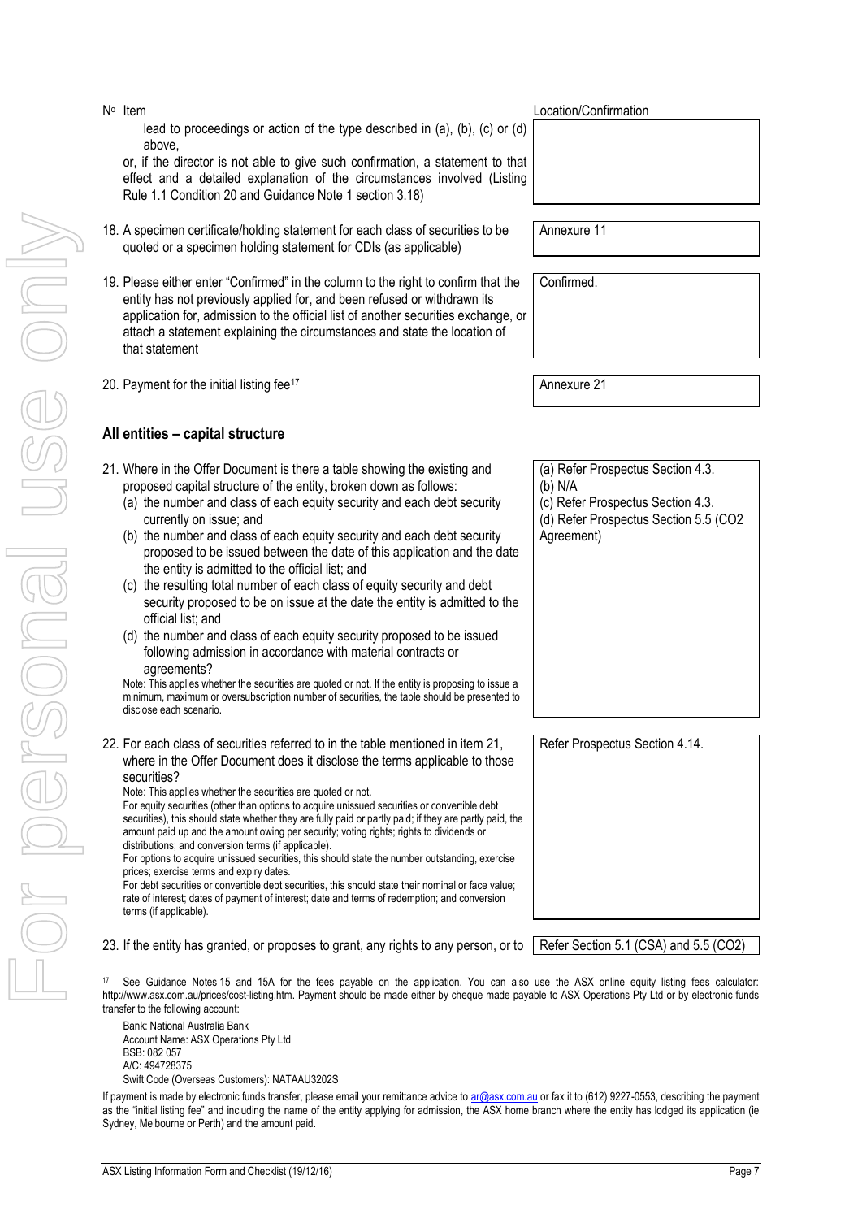| Nº Item | Location/Confirmation |
|---|---|
| lead to proceedings or action of the type described in (a), (b), (c) or (d) above, <br>or, if the director is not able to give such confirmation, a statement to that effect and a detailed explanation of the circumstances involved (Listing Rule 1.1 Condition 20 and Guidance Note 1 section 3.18) | |
| 18. A specimen certificate/holding statement for each class of securities to be quoted or a specimen holding statement for CDIs (as applicable) | Annexure 11 |
| 19. Please either enter "Confirmed" in the column to the right to confirm that the entity has not previously applied for, and been refused or withdrawn its application for, admission to the official list of another securities exchange, or attach a statement explaining the circumstances and state the location of that statement | Confirmed. |
| 20. Payment for the initial listing fee[17] | Annexure 21 |

## All entities – capital structure

| Item | Location/Confirmation |
|---|---|
| 21. Where in the Offer Document is there a table showing the existing and proposed capital structure of the entity, broken down as follows:<br>(a) the number and class of each equity security and each debt security currently on issue; and<br>(b) the number and class of each equity security and each debt security proposed to be issued between the date of this application and the date the entity is admitted to the official list; and<br>(c) the resulting total number of each class of equity security and debt security proposed to be on issue at the date the entity is admitted to the official list; and<br>(d) the number and class of each equity security proposed to be issued following admission in accordance with material contracts or agreements?<br>Note: This applies whether the securities are quoted or not. If the entity is proposing to issue a minimum, maximum or oversubscription number of securities, the table should be presented to disclose each scenario. | (a) Refer Prospectus Section 4.3.<br>(b) N/A<br>(c) Refer Prospectus Section 4.3.<br>(d) Refer Prospectus Section 5.5 (CO2 Agreement) |
| 22. For each class of securities referred to in the table mentioned in item 21, where in the Offer Document does it disclose the terms applicable to those securities?<br>Note: This applies whether the securities are quoted or not.<br>For equity securities (other than options to acquire unissued securities or convertible debt securities), this should state whether they are fully paid or partly paid; if they are partly paid, the amount paid up and the amount owing per security; voting rights; rights to dividends or distributions; and conversion terms (if applicable).<br>For options to acquire unissued securities, this should state the number outstanding, exercise prices; exercise terms and expiry dates.<br>For debt securities or convertible debt securities, this should state their nominal or face value; rate of interest; dates of payment of interest; date and terms of redemption; and conversion terms (if applicable). | Refer Prospectus Section 4.14. |
| 23. If the entity has granted, or proposes to grant, any rights to any person, or to | Refer Section 5.1 (CSA) and 5.5 (CO2) |

[17] See Guidance Notes 15 and 15A for the fees payable on the application. You can also use the ASX online equity listing fees calculator: http://www.asx.com.au/prices/cost-listing.htm. Payment should be made either by cheque made payable to ASX Operations Pty Ltd or by electronic funds transfer to the following account:

Bank: National Australia Bank
Account Name: ASX Operations Pty Ltd
BSB: 082 057
A/C: 494728375
Swift Code (Overseas Customers): NATAAU3202S

If payment is made by electronic funds transfer, please email your remittance advice to ar@asx.com.au or fax it to (612) 9227-0553, describing the payment as the "initial listing fee" and including the name of the entity applying for admission, the ASX home branch where the entity has lodged its application (ie Sydney, Melbourne or Perth) and the amount paid.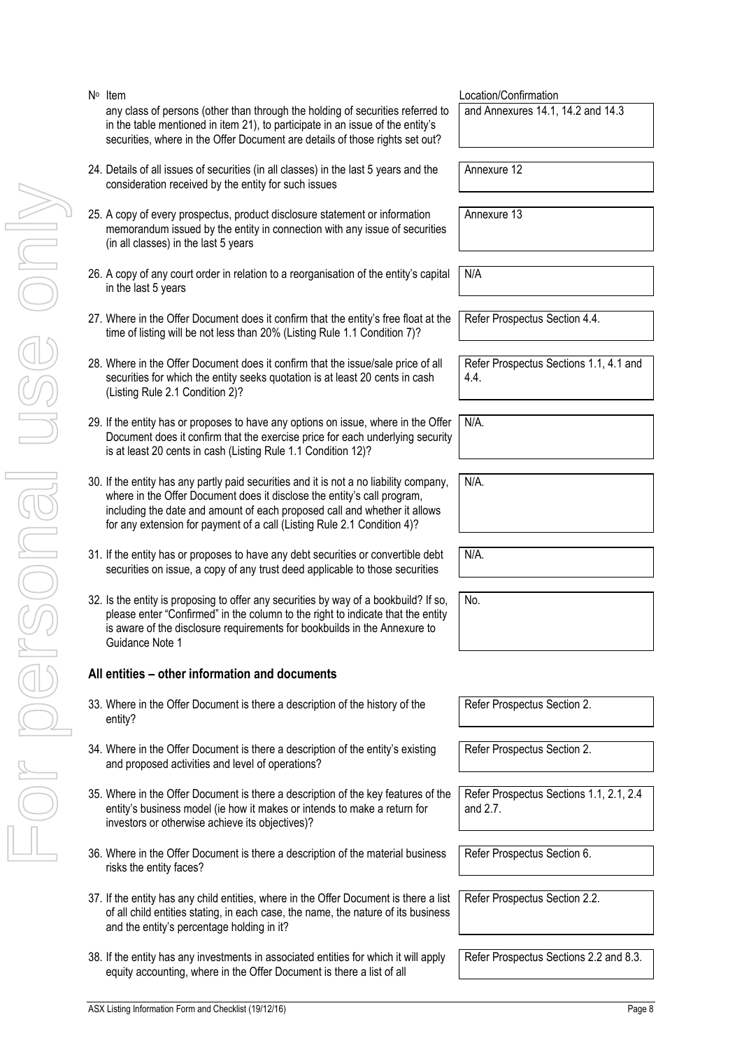| Nº Item | Location/Confirmation |
|---|---|
| any class of persons (other than through the holding of securities referred to in the table mentioned in item 21), to participate in an issue of the entity's securities, where in the Offer Document are details of those rights set out? | and Annexures 14.1, 14.2 and 14.3 |
| 24. Details of all issues of securities (in all classes) in the last 5 years and the consideration received by the entity for such issues | Annexure 12 |
| 25. A copy of every prospectus, product disclosure statement or information memorandum issued by the entity in connection with any issue of securities (in all classes) in the last 5 years | Annexure 13 |
| 26. A copy of any court order in relation to a reorganisation of the entity's capital in the last 5 years | N/A |
| 27. Where in the Offer Document does it confirm that the entity's free float at the time of listing will be not less than 20% (Listing Rule 1.1 Condition 7)? | Refer Prospectus Section 4.4. |
| 28. Where in the Offer Document does it confirm that the issue/sale price of all securities for which the entity seeks quotation is at least 20 cents in cash (Listing Rule 2.1 Condition 2)? | Refer Prospectus Sections 1.1, 4.1 and 4.4. |
| 29. If the entity has or proposes to have any options on issue, where in the Offer Document does it confirm that the exercise price for each underlying security is at least 20 cents in cash (Listing Rule 1.1 Condition 12)? | N/A. |
| 30. If the entity has any partly paid securities and it is not a no liability company, where in the Offer Document does it disclose the entity's call program, including the date and amount of each proposed call and whether it allows for any extension for payment of a call (Listing Rule 2.1 Condition 4)? | N/A. |
| 31. If the entity has or proposes to have any debt securities or convertible debt securities on issue, a copy of any trust deed applicable to those securities | N/A. |
| 32. Is the entity is proposing to offer any securities by way of a bookbuild? If so, please enter "Confirmed" in the column to the right to indicate that the entity is aware of the disclosure requirements for bookbuilds in the Annexure to Guidance Note 1 | No. |

## All entities – other information and documents

| Nº Item | Location/Confirmation |
|---|---|
| 33. Where in the Offer Document is there a description of the history of the entity? | Refer Prospectus Section 2. |
| 34. Where in the Offer Document is there a description of the entity's existing and proposed activities and level of operations? | Refer Prospectus Section 2. |
| 35. Where in the Offer Document is there a description of the key features of the entity's business model (ie how it makes or intends to make a return for investors or otherwise achieve its objectives)? | Refer Prospectus Sections 1.1, 2.1, 2.4 and 2.7. |
| 36. Where in the Offer Document is there a description of the material business risks the entity faces? | Refer Prospectus Section 6. |
| 37. If the entity has any child entities, where in the Offer Document is there a list of all child entities stating, in each case, the name, the nature of its business and the entity's percentage holding in it? | Refer Prospectus Section 2.2. |
| 38. If the entity has any investments in associated entities for which it will apply equity accounting, where in the Offer Document is there a list of all | Refer Prospectus Sections 2.2 and 8.3. |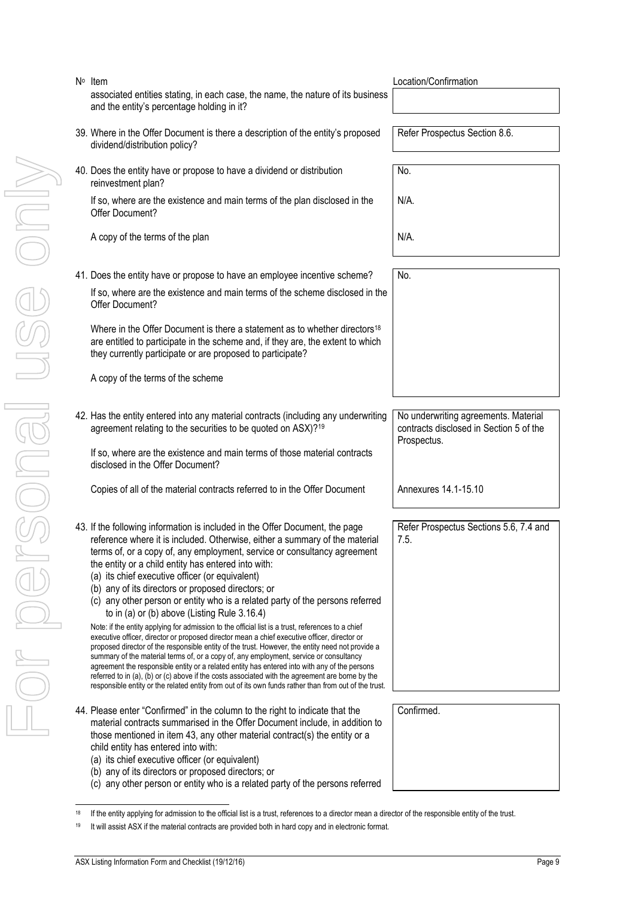| Nº Item | Location/Confirmation |
|---|---|
| associated entities stating, in each case, the name, the nature of its business and the entity's percentage holding in it? | |
| 39. Where in the Offer Document is there a description of the entity's proposed dividend/distribution policy? | Refer Prospectus Section 8.6. |
| 40. Does the entity have or propose to have a dividend or distribution reinvestment plan? | No. |
| If so, where are the existence and main terms of the plan disclosed in the Offer Document? | N/A. |
| A copy of the terms of the plan | N/A. |
| 41. Does the entity have or propose to have an employee incentive scheme? | No. |
| If so, where are the existence and main terms of the scheme disclosed in the Offer Document? | |
| Where in the Offer Document is there a statement as to whether directors[18] are entitled to participate in the scheme and, if they are, the extent to which they currently participate or are proposed to participate? | |
| A copy of the terms of the scheme | |
| 42. Has the entity entered into any material contracts (including any underwriting agreement relating to the securities to be quoted on ASX)?[19] | No underwriting agreements. Material contracts disclosed in Section 5 of the Prospectus. |
| If so, where are the existence and main terms of those material contracts disclosed in the Offer Document? | |
| Copies of all of the material contracts referred to in the Offer Document | Annexures 14.1-15.10 |
| 43. If the following information is included in the Offer Document, the page reference where it is included. Otherwise, either a summary of the material terms of, or a copy of, any employment, service or consultancy agreement the entity or a child entity has entered into with:<br>(a) its chief executive officer (or equivalent)<br>(b) any of its directors or proposed directors; or<br>(c) any other person or entity who is a related party of the persons referred to in (a) or (b) above (Listing Rule 3.16.4)<br><br>Note: if the entity applying for admission to the official list is a trust, references to a chief executive officer, director or proposed director mean a chief executive officer, director or proposed director of the responsible entity of the trust. However, the entity need not provide a summary of the material terms of, or a copy of, any employment, service or consultancy agreement the responsible entity or a related entity has entered into with any of the persons referred to in (a), (b) or (c) above if the costs associated with the agreement are borne by the responsible entity or the related entity from out of its own funds rather than from out of the trust. | Refer Prospectus Sections 5.6, 7.4 and 7.5. |
| 44. Please enter "Confirmed" in the column to the right to indicate that the material contracts summarised in the Offer Document include, in addition to those mentioned in item 43, any other material contract(s) the entity or a child entity has entered into with:<br>(a) its chief executive officer (or equivalent)<br>(b) any of its directors or proposed directors; or<br>(c) any other person or entity who is a related party of the persons referred | Confirmed. |

[18] If the entity applying for admission to the official list is a trust, references to a director mean a director of the responsible entity of the trust.

[19] It will assist ASX if the material contracts are provided both in hard copy and in electronic format.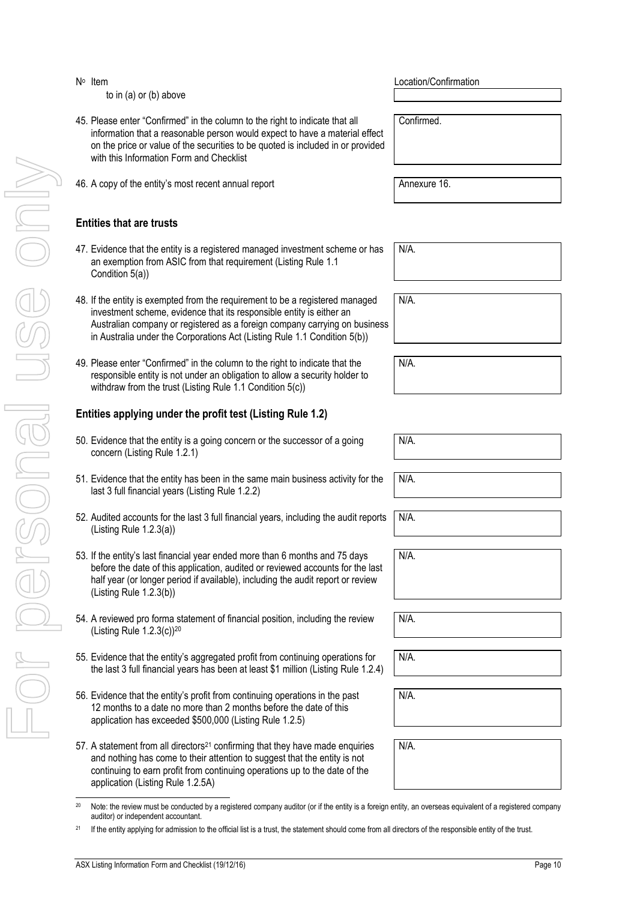| Nº Item | Location/Confirmation |
| --- | --- |
| to in (a) or (b) above | |
| 45. Please enter "Confirmed" in the column to the right to indicate that all information that a reasonable person would expect to have a material effect on the price or value of the securities to be quoted is included in or provided with this Information Form and Checklist | Confirmed. |
| 46. A copy of the entity's most recent annual report | Annexure 16. |

## Entities that are trusts

| Nº Item | Location/Confirmation |
| --- | --- |
| 47. Evidence that the entity is a registered managed investment scheme or has an exemption from ASIC from that requirement (Listing Rule 1.1 Condition 5(a)) | N/A. |
| 48. If the entity is exempted from the requirement to be a registered managed investment scheme, evidence that its responsible entity is either an Australian company or registered as a foreign company carrying on business in Australia under the Corporations Act (Listing Rule 1.1 Condition 5(b)) | N/A. |
| 49. Please enter "Confirmed" in the column to the right to indicate that the responsible entity is not under an obligation to allow a security holder to withdraw from the trust (Listing Rule 1.1 Condition 5(c)) | N/A. |

## Entities applying under the profit test (Listing Rule 1.2)

| Nº Item | Location/Confirmation |
| --- | --- |
| 50. Evidence that the entity is a going concern or the successor of a going concern (Listing Rule 1.2.1) | N/A. |
| 51. Evidence that the entity has been in the same main business activity for the last 3 full financial years (Listing Rule 1.2.2) | N/A. |
| 52. Audited accounts for the last 3 full financial years, including the audit reports (Listing Rule 1.2.3(a)) | N/A. |
| 53. If the entity's last financial year ended more than 6 months and 75 days before the date of this application, audited or reviewed accounts for the last half year (or longer period if available), including the audit report or review (Listing Rule 1.2.3(b)) | N/A. |
| 54. A reviewed pro forma statement of financial position, including the review (Listing Rule 1.2.3(c))[20] | N/A. |
| 55. Evidence that the entity's aggregated profit from continuing operations for the last 3 full financial years has been at least $1 million (Listing Rule 1.2.4) | N/A. |
| 56. Evidence that the entity's profit from continuing operations in the past 12 months to a date no more than 2 months before the date of this application has exceeded $500,000 (Listing Rule 1.2.5) | N/A. |
| 57. A statement from all directors[21] confirming that they have made enquiries and nothing has come to their attention to suggest that the entity is not continuing to earn profit from continuing operations up to the date of the application (Listing Rule 1.2.5A) | N/A. |

[20] Note: the review must be conducted by a registered company auditor (or if the entity is a foreign entity, an overseas equivalent of a registered company auditor) or independent accountant.

[21] If the entity applying for admission to the official list is a trust, the statement should come from all directors of the responsible entity of the trust.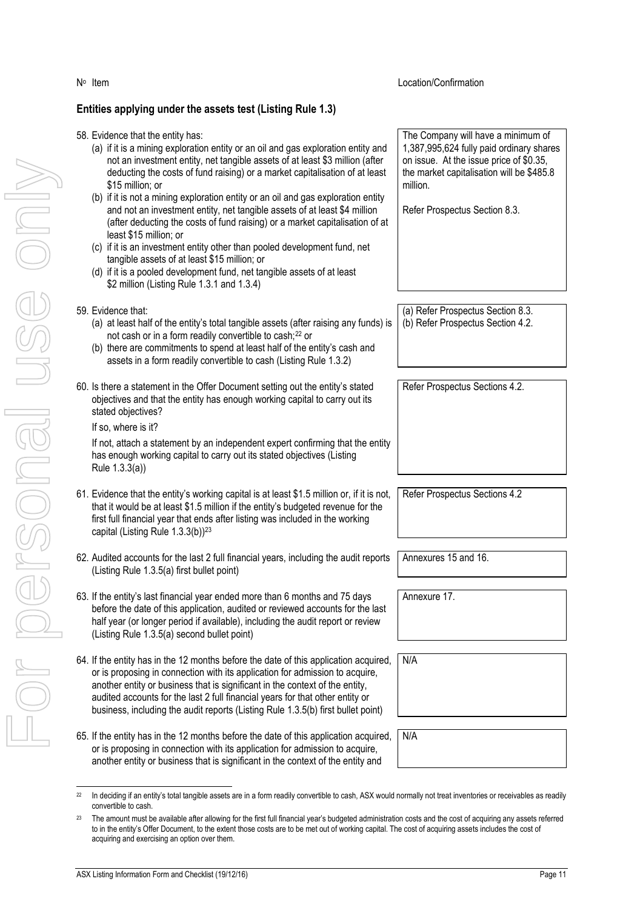| Nº Item | Location/Confirmation |
|---|---|
| **Entities applying under the assets test (Listing Rule 1.3)** | |
| 58. Evidence that the entity has:<br>(a) if it is a mining exploration entity or an oil and gas exploration entity and not an investment entity, net tangible assets of at least $3 million (after deducting the costs of fund raising) or a market capitalisation of at least $15 million; or<br>(b) if it is not a mining exploration entity or an oil and gas exploration entity and not an investment entity, net tangible assets of at least $4 million (after deducting the costs of fund raising) or a market capitalisation of at least $15 million; or<br>(c) if it is an investment entity other than pooled development fund, net tangible assets of at least $15 million; or<br>(d) if it is a pooled development fund, net tangible assets of at least $2 million (Listing Rule 1.3.1 and 1.3.4) | The Company will have a minimum of 1,387,995,624 fully paid ordinary shares on issue. At the issue price of $0.35, the market capitalisation will be $485.8 million.<br><br>Refer Prospectus Section 8.3. |
| 59. Evidence that:<br>(a) at least half of the entity's total tangible assets (after raising any funds) is not cash or in a form readily convertible to cash;[22] or<br>(b) there are commitments to spend at least half of the entity's cash and assets in a form readily convertible to cash (Listing Rule 1.3.2) | (a) Refer Prospectus Section 8.3.<br>(b) Refer Prospectus Section 4.2. |
| 60. Is there a statement in the Offer Document setting out the entity's stated objectives and that the entity has enough working capital to carry out its stated objectives?<br>If so, where is it?<br>If not, attach a statement by an independent expert confirming that the entity has enough working capital to carry out its stated objectives (Listing Rule 1.3.3(a)) | Refer Prospectus Sections 4.2. |
| 61. Evidence that the entity's working capital is at least $1.5 million or, if it is not, that it would be at least $1.5 million if the entity's budgeted revenue for the first full financial year that ends after listing was included in the working capital (Listing Rule 1.3.3(b))[23] | Refer Prospectus Sections 4.2 |
| 62. Audited accounts for the last 2 full financial years, including the audit reports (Listing Rule 1.3.5(a) first bullet point) | Annexures 15 and 16. |
| 63. If the entity's last financial year ended more than 6 months and 75 days before the date of this application, audited or reviewed accounts for the last half year (or longer period if available), including the audit report or review (Listing Rule 1.3.5(a) second bullet point) | Annexure 17. |
| 64. If the entity has in the 12 months before the date of this application acquired, or is proposing in connection with its application for admission to acquire, another entity or business that is significant in the context of the entity, audited accounts for the last 2 full financial years for that other entity or business, including the audit reports (Listing Rule 1.3.5(b) first bullet point) | N/A |
| 65. If the entity has in the 12 months before the date of this application acquired, or is proposing in connection with its application for admission to acquire, another entity or business that is significant in the context of the entity and | N/A |

[22] In deciding if an entity's total tangible assets are in a form readily convertible to cash, ASX would normally not treat inventories or receivables as readily convertible to cash.

[23] The amount must be available after allowing for the first full financial year's budgeted administration costs and the cost of acquiring any assets referred to in the entity's Offer Document, to the extent those costs are to be met out of working capital. The cost of acquiring assets includes the cost of acquiring and exercising an option over them.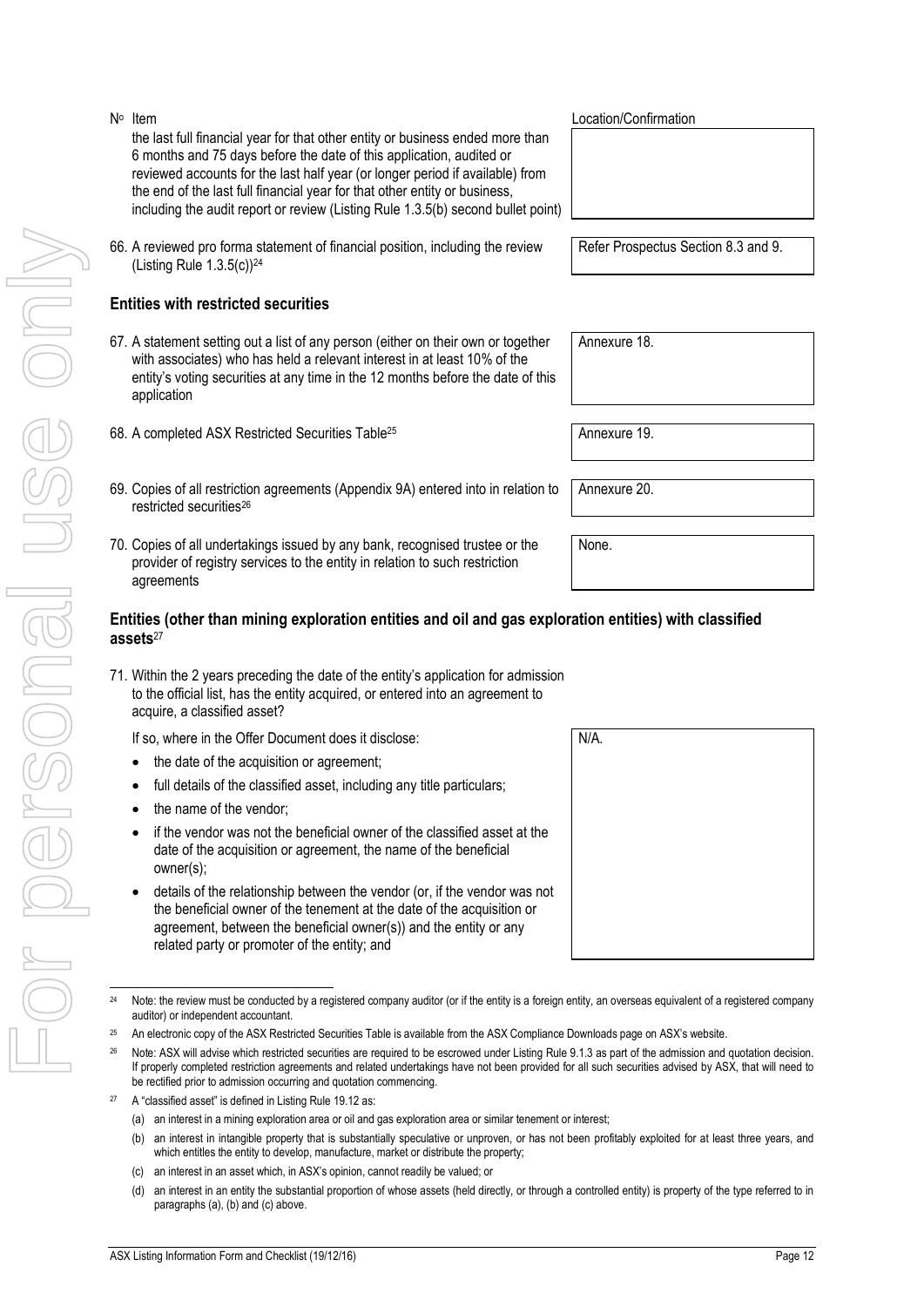| Nº Item | Location/Confirmation |
|---|---|
| the last full financial year for that other entity or business ended more than 6 months and 75 days before the date of this application, audited or reviewed accounts for the last half year (or longer period if available) from the end of the last full financial year for that other entity or business, including the audit report or review (Listing Rule 1.3.5(b) second bullet point) | |
| 66. A reviewed pro forma statement of financial position, including the review (Listing Rule 1.3.5(c))[24] | Refer Prospectus Section 8.3 and 9. |

## Entities with restricted securities

| Item | Location/Confirmation |
|---|---|
| 67. A statement setting out a list of any person (either on their own or together with associates) who has held a relevant interest in at least 10% of the entity's voting securities at any time in the 12 months before the date of this application | Annexure 18. |
| 68. A completed ASX Restricted Securities Table[25] | Annexure 19. |
| 69. Copies of all restriction agreements (Appendix 9A) entered into in relation to restricted securities[26] | Annexure 20. |
| 70. Copies of all undertakings issued by any bank, recognised trustee or the provider of registry services to the entity in relation to such restriction agreements | None. |

## Entities (other than mining exploration entities and oil and gas exploration entities) with classified assets[27]

71. Within the 2 years preceding the date of the entity's application for admission to the official list, has the entity acquired, or entered into an agreement to acquire, a classified asset?

| Item | Location/Confirmation |
|---|---|
| If so, where in the Offer Document does it disclose:<br>• the date of the acquisition or agreement;<br>• full details of the classified asset, including any title particulars;<br>• the name of the vendor;<br>• if the vendor was not the beneficial owner of the classified asset at the date of the acquisition or agreement, the name of the beneficial owner(s);<br>• details of the relationship between the vendor (or, if the vendor was not the beneficial owner of the tenement at the date of the acquisition or agreement, between the beneficial owner(s)) and the entity or any related party or promoter of the entity; and | N/A. |

[24] Note: the review must be conducted by a registered company auditor (or if the entity is a foreign entity, an overseas equivalent of a registered company auditor) or independent accountant.

[25] An electronic copy of the ASX Restricted Securities Table is available from the ASX Compliance Downloads page on ASX's website.

[26] Note: ASX will advise which restricted securities are required to be escrowed under Listing Rule 9.1.3 as part of the admission and quotation decision. If properly completed restriction agreements and related undertakings have not been provided for all such securities advised by ASX, that will need to be rectified prior to admission occurring and quotation commencing.

[27] A "classified asset" is defined in Listing Rule 19.12 as:

(a) an interest in a mining exploration area or oil and gas exploration area or similar tenement or interest;

(b) an interest in intangible property that is substantially speculative or unproven, or has not been profitably exploited for at least three years, and which entitles the entity to develop, manufacture, market or distribute the property;

(c) an interest in an asset which, in ASX's opinion, cannot readily be valued; or

(d) an interest in an entity the substantial proportion of whose assets (held directly, or through a controlled entity) is property of the type referred to in paragraphs (a), (b) and (c) above.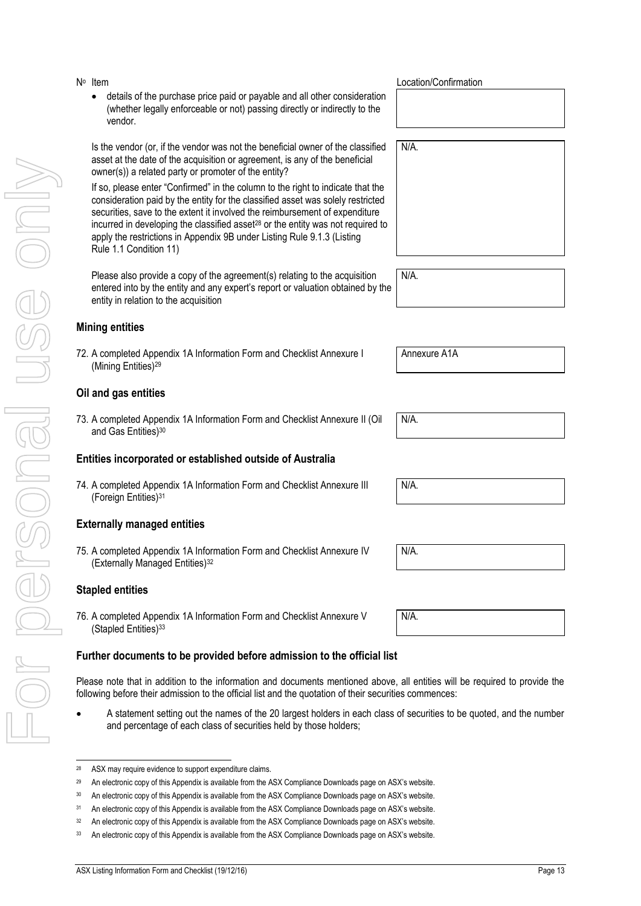| Nº Item | Location/Confirmation |
|---|---|
| • details of the purchase price paid or payable and all other consideration (whether legally enforceable or not) passing directly or indirectly to the vendor. | |
| Is the vendor (or, if the vendor was not the beneficial owner of the classified asset at the date of the acquisition or agreement, is any of the beneficial owner(s)) a related party or promoter of the entity?<br><br>If so, please enter "Confirmed" in the column to the right to indicate that the consideration paid by the entity for the classified asset was solely restricted securities, save to the extent it involved the reimbursement of expenditure incurred in developing the classified asset[28] or the entity was not required to apply the restrictions in Appendix 9B under Listing Rule 9.1.3 (Listing Rule 1.1 Condition 11) | N/A. |
| Please also provide a copy of the agreement(s) relating to the acquisition entered into by the entity and any expert's report or valuation obtained by the entity in relation to the acquisition | N/A. |

## Mining entities

| | |
|---|---|
| 72. A completed Appendix 1A Information Form and Checklist Annexure I (Mining Entities)[29] | Annexure A1A |

## Oil and gas entities

| | |
|---|---|
| 73. A completed Appendix 1A Information Form and Checklist Annexure II (Oil and Gas Entities)[30] | N/A. |

## Entities incorporated or established outside of Australia

| | |
|---|---|
| 74. A completed Appendix 1A Information Form and Checklist Annexure III (Foreign Entities)[31] | N/A. |

## Externally managed entities

| | |
|---|---|
| 75. A completed Appendix 1A Information Form and Checklist Annexure IV (Externally Managed Entities)[32] | N/A. |

## Stapled entities

| | |
|---|---|
| 76. A completed Appendix 1A Information Form and Checklist Annexure V (Stapled Entities)[33] | N/A. |

## Further documents to be provided before admission to the official list

Please note that in addition to the information and documents mentioned above, all entities will be required to provide the following before their admission to the official list and the quotation of their securities commences:

- A statement setting out the names of the 20 largest holders in each class of securities to be quoted, and the number and percentage of each class of securities held by those holders;

---

[28] ASX may require evidence to support expenditure claims.

[29] An electronic copy of this Appendix is available from the ASX Compliance Downloads page on ASX's website.

[30] An electronic copy of this Appendix is available from the ASX Compliance Downloads page on ASX's website.

[31] An electronic copy of this Appendix is available from the ASX Compliance Downloads page on ASX's website.

[32] An electronic copy of this Appendix is available from the ASX Compliance Downloads page on ASX's website.

[33] An electronic copy of this Appendix is available from the ASX Compliance Downloads page on ASX's website.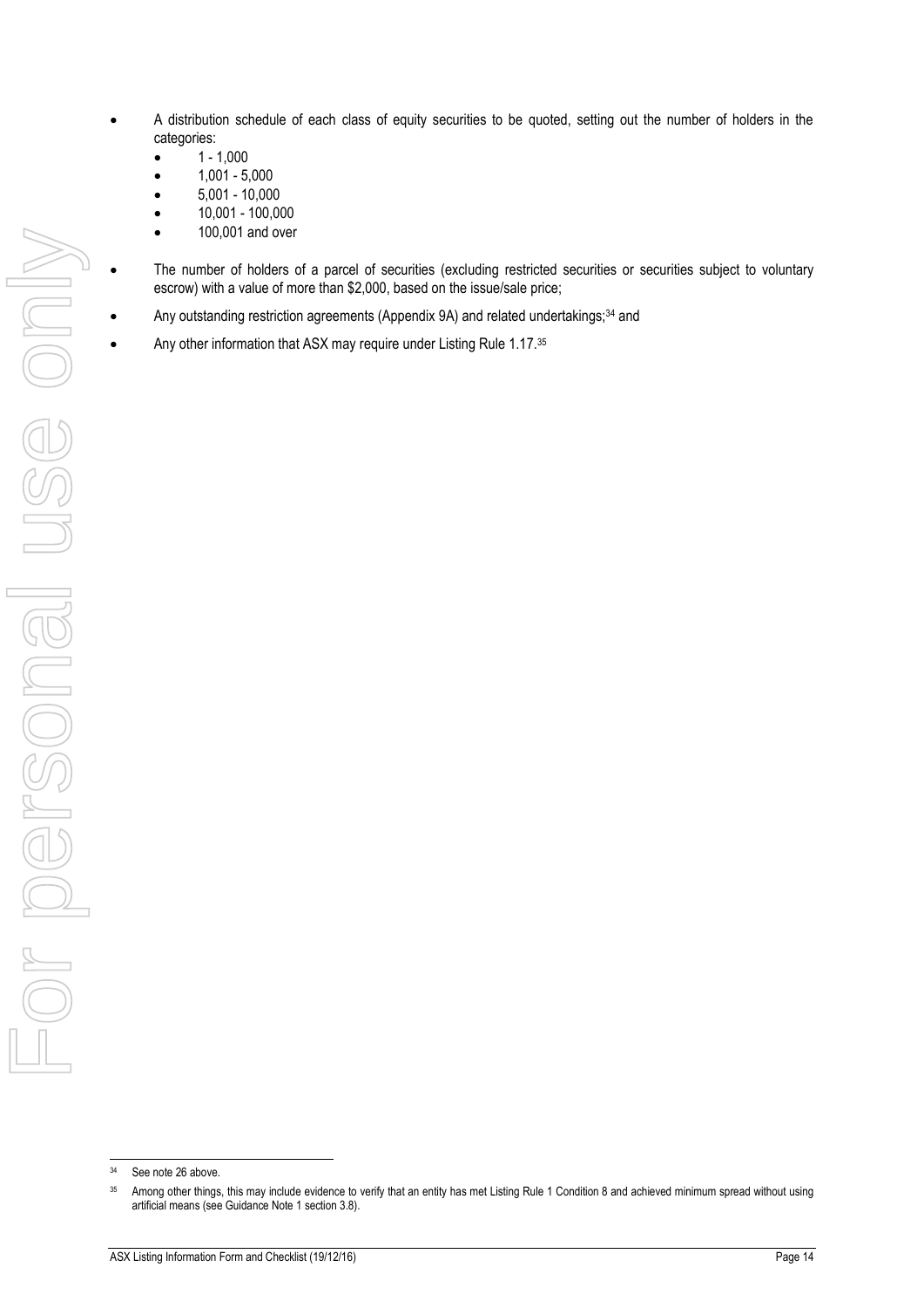- A distribution schedule of each class of equity securities to be quoted, setting out the number of holders in the categories:
    - 1 - 1,000
    - 1,001 - 5,000
    - 5,001 - 10,000
    - 10,001 - 100,000
    - 100,001 and over
- The number of holders of a parcel of securities (excluding restricted securities or securities subject to voluntary escrow) with a value of more than $2,000, based on the issue/sale price;
- Any outstanding restriction agreements (Appendix 9A) and related undertakings;[34] and
- Any other information that ASX may require under Listing Rule 1.17.[35]

[34] See note 26 above.

[35] Among other things, this may include evidence to verify that an entity has met Listing Rule 1 Condition 8 and achieved minimum spread without using artificial means (see Guidance Note 1 section 3.8).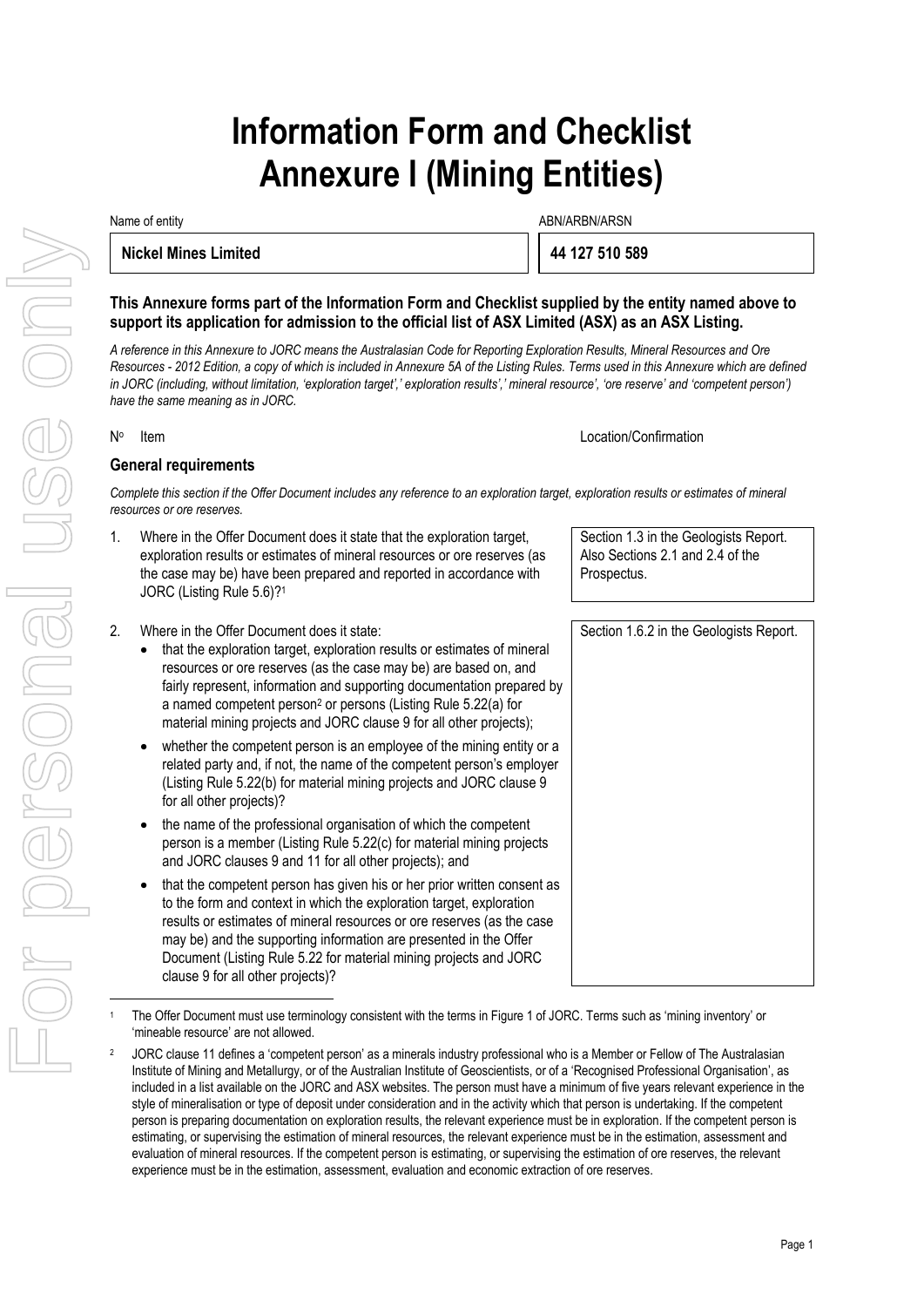# Information Form and Checklist Annexure I (Mining Entities)

| Name of entity | ABN/ARBN/ARSN |
|---|---|
| **Nickel Mines Limited** | **44 127 510 589** |

**This Annexure forms part of the Information Form and Checklist supplied by the entity named above to support its application for admission to the official list of ASX Limited (ASX) as an ASX Listing.**

*A reference in this Annexure to JORC means the Australasian Code for Reporting Exploration Results, Mineral Resources and Ore Resources - 2012 Edition, a copy of which is included in Annexure 5A of the Listing Rules. Terms used in this Annexure which are defined in JORC (including, without limitation, 'exploration target',' exploration results',' mineral resource', 'ore reserve' and 'competent person') have the same meaning as in JORC.*

| Nº | Item | Location/Confirmation |
|---|---|---|
| | **General requirements** | |
| | *Complete this section if the Offer Document includes any reference to an exploration target, exploration results or estimates of mineral resources or ore reserves.* | |
| 1. | Where in the Offer Document does it state that the exploration target, exploration results or estimates of mineral resources or ore reserves (as the case may be) have been prepared and reported in accordance with JORC (Listing Rule 5.6)?[1] | Section 1.3 in the Geologists Report. Also Sections 2.1 and 2.4 of the Prospectus. |
| 2. | Where in the Offer Document does it state:<br>• that the exploration target, exploration results or estimates of mineral resources or ore reserves (as the case may be) are based on, and fairly represent, information and supporting documentation prepared by a named competent person[2] or persons (Listing Rule 5.22(a) for material mining projects and JORC clause 9 for all other projects);<br>• whether the competent person is an employee of the mining entity or a related party and, if not, the name of the competent person's employer (Listing Rule 5.22(b) for material mining projects and JORC clause 9 for all other projects)?<br>• the name of the professional organisation of which the competent person is a member (Listing Rule 5.22(c) for material mining projects and JORC clauses 9 and 11 for all other projects); and<br>• that the competent person has given his or her prior written consent as to the form and context in which the exploration target, exploration results or estimates of mineral resources or ore reserves (as the case may be) and the supporting information are presented in the Offer Document (Listing Rule 5.22 for material mining projects and JORC clause 9 for all other projects)? | Section 1.6.2 in the Geologists Report. |

[1] The Offer Document must use terminology consistent with the terms in Figure 1 of JORC. Terms such as 'mining inventory' or 'mineable resource' are not allowed.

[2] JORC clause 11 defines a 'competent person' as a minerals industry professional who is a Member or Fellow of The Australasian Institute of Mining and Metallurgy, or of the Australian Institute of Geoscientists, or of a 'Recognised Professional Organisation', as included in a list available on the JORC and ASX websites. The person must have a minimum of five years relevant experience in the style of mineralisation or type of deposit under consideration and in the activity which that person is undertaking. If the competent person is preparing documentation on exploration results, the relevant experience must be in exploration. If the competent person is estimating, or supervising the estimation of mineral resources, the relevant experience must be in the estimation, assessment and evaluation of mineral resources. If the competent person is estimating, or supervising the estimation of ore reserves, the relevant experience must be in the estimation, assessment, evaluation and economic extraction of ore reserves.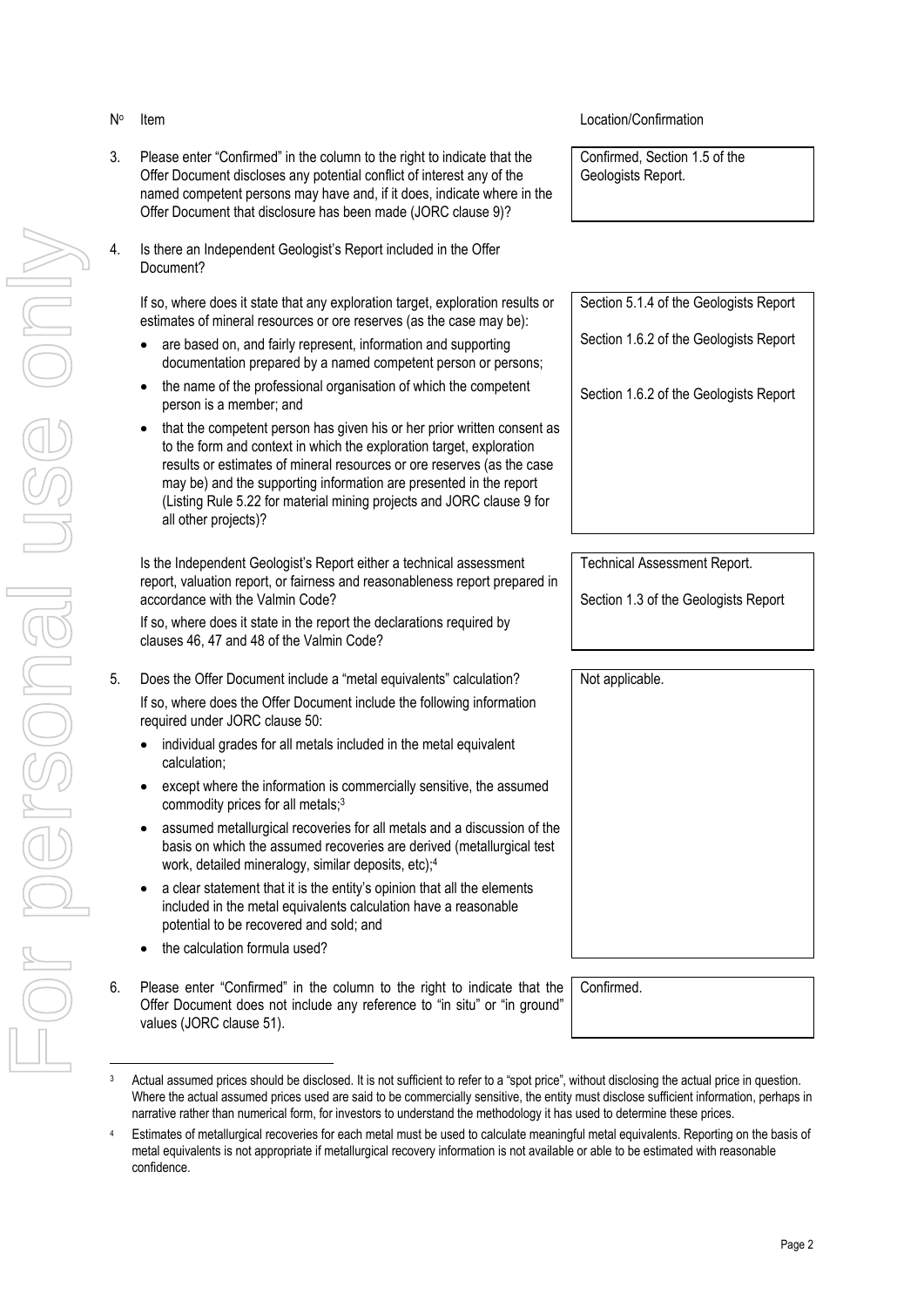| Nº | Item | Location/Confirmation |
|---|---|---|
| 3. | Please enter "Confirmed" in the column to the right to indicate that the Offer Document discloses any potential conflict of interest any of the named competent persons may have and, if it does, indicate where in the Offer Document that disclosure has been made (JORC clause 9)? | Confirmed, Section 1.5 of the Geologists Report. |
| 4. | Is there an Independent Geologist's Report included in the Offer Document? | |
| | If so, where does it state that any exploration target, exploration results or estimates of mineral resources or ore reserves (as the case may be): | |
| | • are based on, and fairly represent, information and supporting documentation prepared by a named competent person or persons; | Section 5.1.4 of the Geologists Report |
| | • the name of the professional organisation of which the competent person is a member; and | Section 1.6.2 of the Geologists Report |
| | • that the competent person has given his or her prior written consent as to the form and context in which the exploration target, exploration results or estimates of mineral resources or ore reserves (as the case may be) and the supporting information are presented in the report (Listing Rule 5.22 for material mining projects and JORC clause 9 for all other projects)? | Section 1.6.2 of the Geologists Report |
| | Is the Independent Geologist's Report either a technical assessment report, valuation report, or fairness and reasonableness report prepared in accordance with the Valmin Code? | Technical Assessment Report. |
| | If so, where does it state in the report the declarations required by clauses 46, 47 and 48 of the Valmin Code? | Section 1.3 of the Geologists Report |
| 5. | Does the Offer Document include a "metal equivalents" calculation? If so, where does the Offer Document include the following information required under JORC clause 50: • individual grades for all metals included in the metal equivalent calculation; • except where the information is commercially sensitive, the assumed commodity prices for all metals;[3] • assumed metallurgical recoveries for all metals and a discussion of the basis on which the assumed recoveries are derived (metallurgical test work, detailed mineralogy, similar deposits, etc);[4] • a clear statement that it is the entity's opinion that all the elements included in the metal equivalents calculation have a reasonable potential to be recovered and sold; and • the calculation formula used? | Not applicable. |
| 6. | Please enter "Confirmed" in the column to the right to indicate that the Offer Document does not include any reference to "in situ" or "in ground" values (JORC clause 51). | Confirmed. |

[3] Actual assumed prices should be disclosed. It is not sufficient to refer to a "spot price", without disclosing the actual price in question. Where the actual assumed prices used are said to be commercially sensitive, the entity must disclose sufficient information, perhaps in narrative rather than numerical form, for investors to understand the methodology it has used to determine these prices.

[4] Estimates of metallurgical recoveries for each metal must be used to calculate meaningful metal equivalents. Reporting on the basis of metal equivalents is not appropriate if metallurgical recovery information is not available or able to be estimated with reasonable confidence.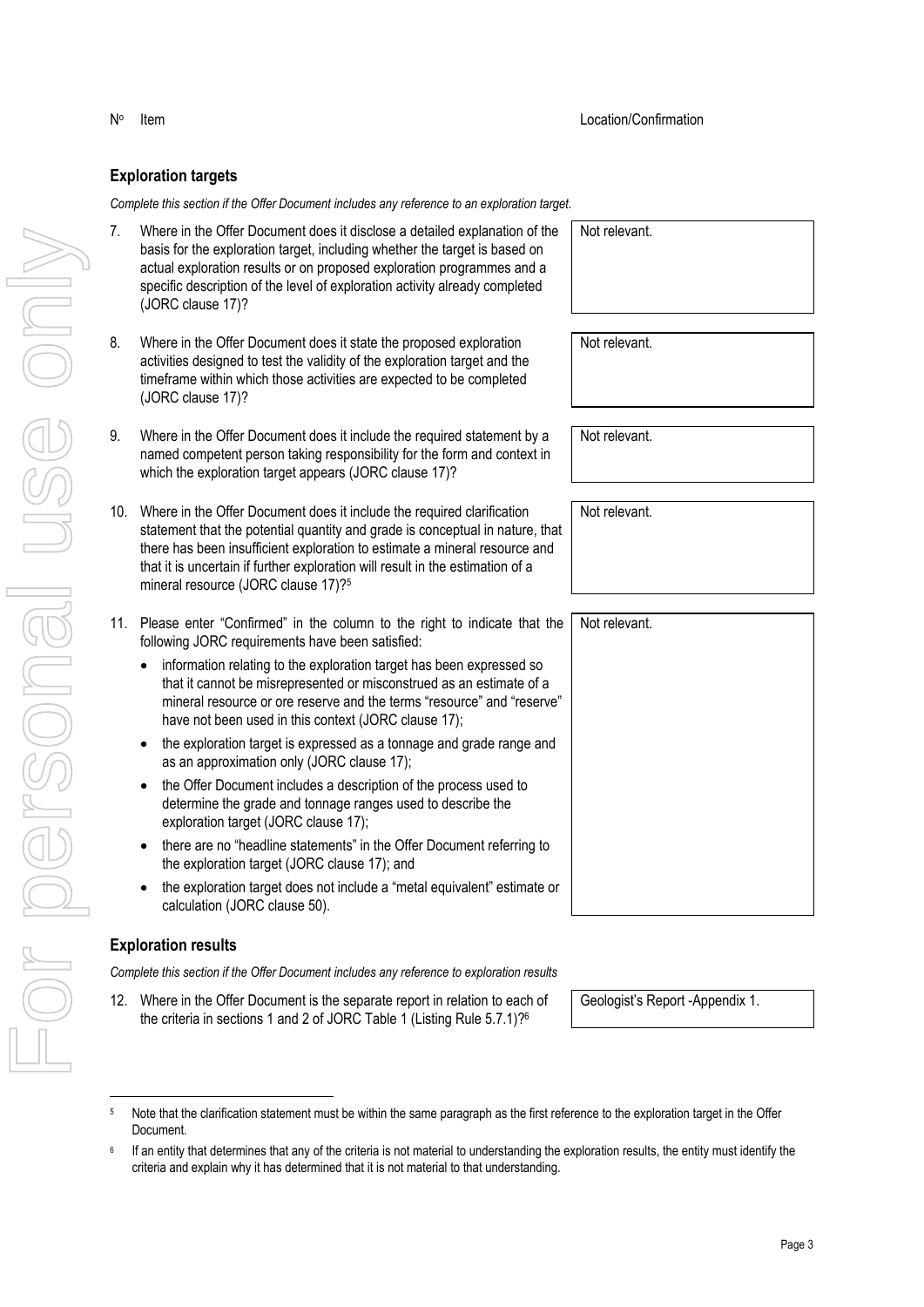| Nº | Item | Location/Confirmation |
|---|---|---|

### Exploration targets

*Complete this section if the Offer Document includes any reference to an exploration target.*

| Nº | Item | Location/Confirmation |
|---|---|---|
| 7. | Where in the Offer Document does it disclose a detailed explanation of the basis for the exploration target, including whether the target is based on actual exploration results or on proposed exploration programmes and a specific description of the level of exploration activity already completed (JORC clause 17)? | Not relevant. |
| 8. | Where in the Offer Document does it state the proposed exploration activities designed to test the validity of the exploration target and the timeframe within which those activities are expected to be completed (JORC clause 17)? | Not relevant. |
| 9. | Where in the Offer Document does it include the required statement by a named competent person taking responsibility for the form and context in which the exploration target appears (JORC clause 17)? | Not relevant. |
| 10. | Where in the Offer Document does it include the required clarification statement that the potential quantity and grade is conceptual in nature, that there has been insufficient exploration to estimate a mineral resource and that it is uncertain if further exploration will result in the estimation of a mineral resource (JORC clause 17)?[5] | Not relevant. |
| 11. | Please enter "Confirmed" in the column to the right to indicate that the following JORC requirements have been satisfied:<br>• information relating to the exploration target has been expressed so that it cannot be misrepresented or misconstrued as an estimate of a mineral resource or ore reserve and the terms "resource" and "reserve" have not been used in this context (JORC clause 17);<br>• the exploration target is expressed as a tonnage and grade range and as an approximation only (JORC clause 17);<br>• the Offer Document includes a description of the process used to determine the grade and tonnage ranges used to describe the exploration target (JORC clause 17);<br>• there are no "headline statements" in the Offer Document referring to the exploration target (JORC clause 17); and<br>• the exploration target does not include a "metal equivalent" estimate or calculation (JORC clause 50). | Not relevant. |

### Exploration results

*Complete this section if the Offer Document includes any reference to exploration results*

| Nº | Item | Location/Confirmation |
|---|---|---|
| 12. | Where in the Offer Document is the separate report in relation to each of the criteria in sections 1 and 2 of JORC Table 1 (Listing Rule 5.7.1)?[6] | Geologist's Report -Appendix 1. |

[5] Note that the clarification statement must be within the same paragraph as the first reference to the exploration target in the Offer Document.

[6] If an entity that determines that any of the criteria is not material to understanding the exploration results, the entity must identify the criteria and explain why it has determined that it is not material to that understanding.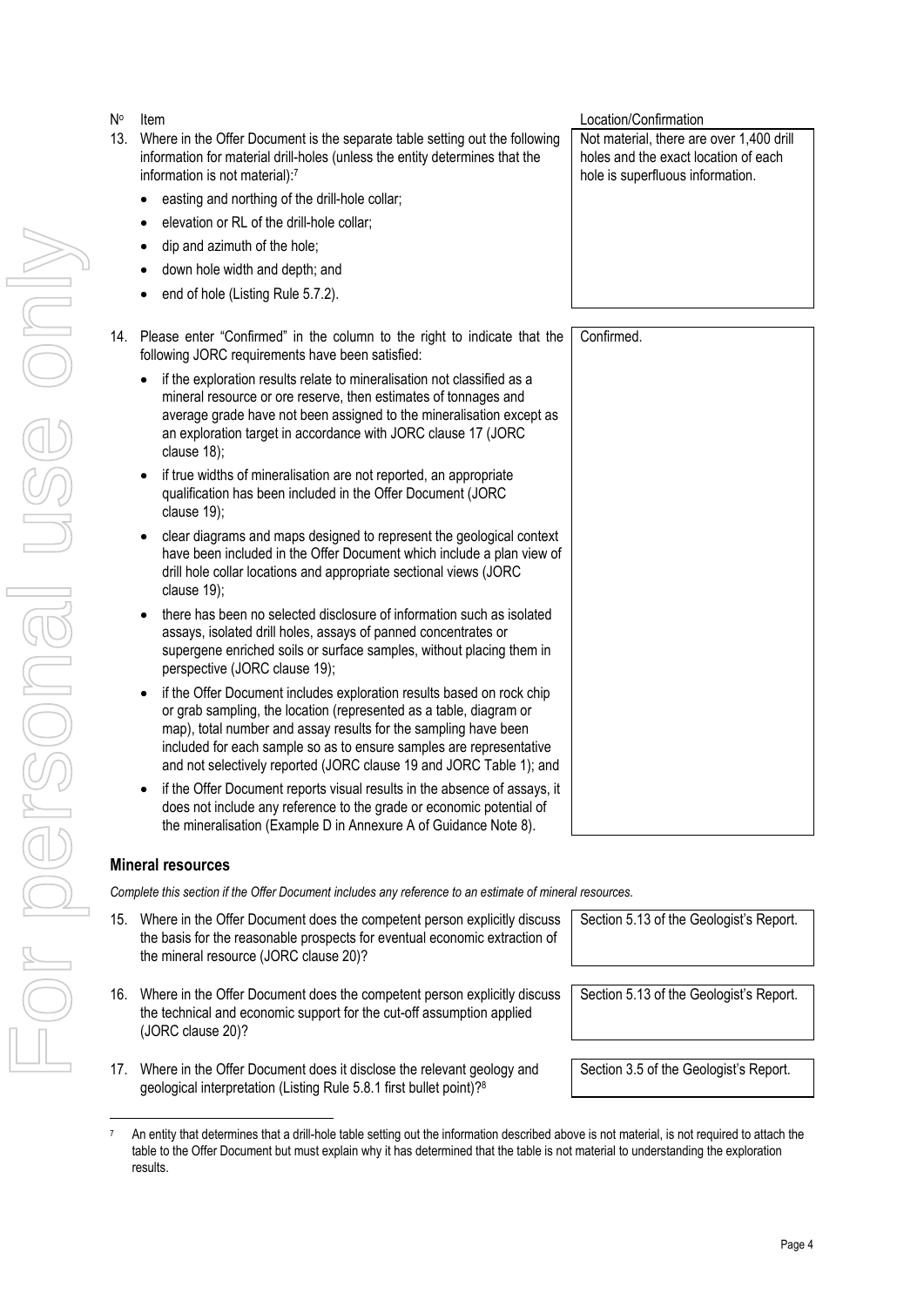| Nº | Item | Location/Confirmation |
|---|---|---|
| 13. | Where in the Offer Document is the separate table setting out the following information for material drill-holes (unless the entity determines that the information is not material):[7] <br>• easting and northing of the drill-hole collar; <br>• elevation or RL of the drill-hole collar; <br>• dip and azimuth of the hole; <br>• down hole width and depth; and <br>• end of hole (Listing Rule 5.7.2). | Not material, there are over 1,400 drill holes and the exact location of each hole is superfluous information. |
| 14. | Please enter "Confirmed" in the column to the right to indicate that the following JORC requirements have been satisfied: <br>• if the exploration results relate to mineralisation not classified as a mineral resource or ore reserve, then estimates of tonnages and average grade have not been assigned to the mineralisation except as an exploration target in accordance with JORC clause 17 (JORC clause 18); <br>• if true widths of mineralisation are not reported, an appropriate qualification has been included in the Offer Document (JORC clause 19); <br>• clear diagrams and maps designed to represent the geological context have been included in the Offer Document which include a plan view of drill hole collar locations and appropriate sectional views (JORC clause 19); <br>• there has been no selected disclosure of information such as isolated assays, isolated drill holes, assays of panned concentrates or supergene enriched soils or surface samples, without placing them in perspective (JORC clause 19); <br>• if the Offer Document includes exploration results based on rock chip or grab sampling, the location (represented as a table, diagram or map), total number and assay results for the sampling have been included for each sample so as to ensure samples are representative and not selectively reported (JORC clause 19 and JORC Table 1); and <br>• if the Offer Document reports visual results in the absence of assays, it does not include any reference to the grade or economic potential of the mineralisation (Example D in Annexure A of Guidance Note 8). | Confirmed. |

## Mineral resources

*Complete this section if the Offer Document includes any reference to an estimate of mineral resources.*

| Nº | Item | Location/Confirmation |
|---|---|---|
| 15. | Where in the Offer Document does the competent person explicitly discuss the basis for the reasonable prospects for eventual economic extraction of the mineral resource (JORC clause 20)? | Section 5.13 of the Geologist's Report. |
| 16. | Where in the Offer Document does the competent person explicitly discuss the technical and economic support for the cut-off assumption applied (JORC clause 20)? | Section 5.13 of the Geologist's Report. |
| 17. | Where in the Offer Document does it disclose the relevant geology and geological interpretation (Listing Rule 5.8.1 first bullet point)?[8] | Section 3.5 of the Geologist's Report. |

[7] An entity that determines that a drill-hole table setting out the information described above is not material, is not required to attach the table to the Offer Document but must explain why it has determined that the table is not material to understanding the exploration results.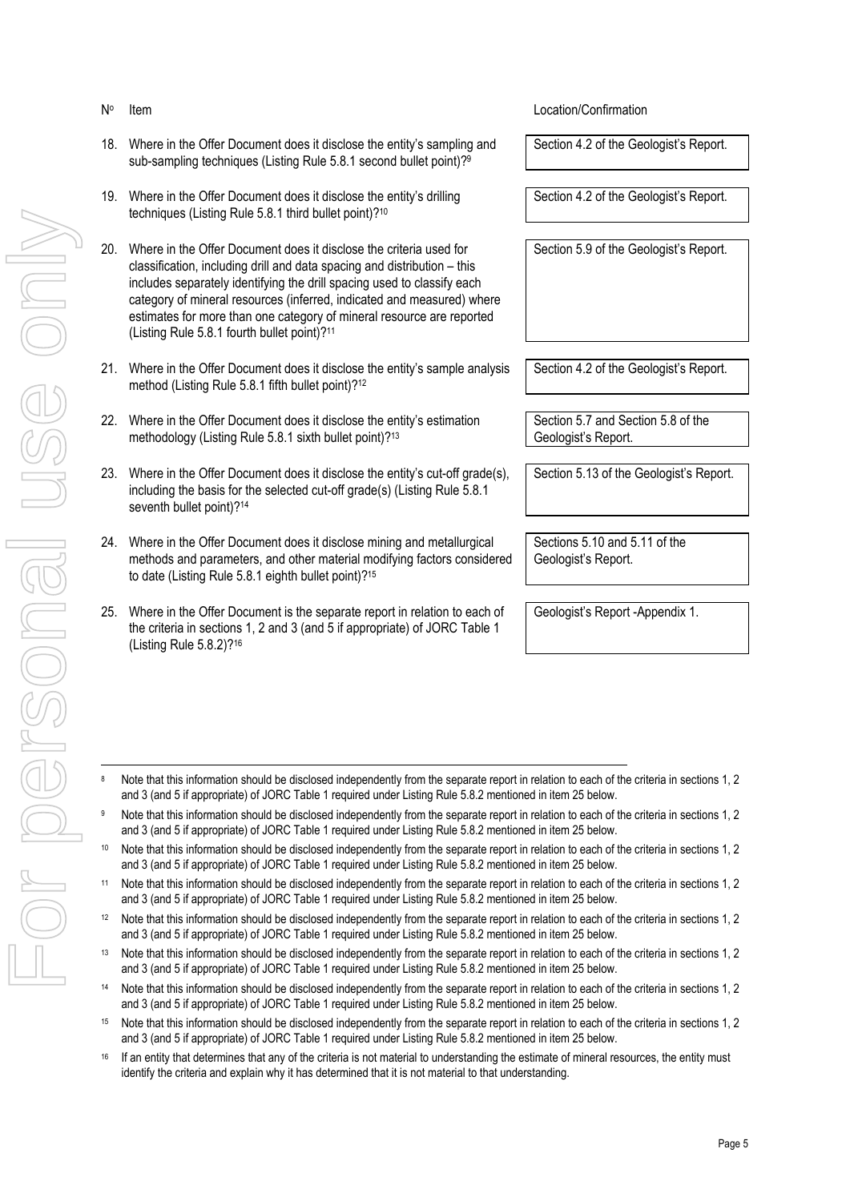| Nº | Item | Location/Confirmation |
|---|---|---|
| 18. | Where in the Offer Document does it disclose the entity's sampling and sub-sampling techniques (Listing Rule 5.8.1 second bullet point)?[9] | Section 4.2 of the Geologist's Report. |
| 19. | Where in the Offer Document does it disclose the entity's drilling techniques (Listing Rule 5.8.1 third bullet point)?[10] | Section 4.2 of the Geologist's Report. |
| 20. | Where in the Offer Document does it disclose the criteria used for classification, including drill and data spacing and distribution – this includes separately identifying the drill spacing used to classify each category of mineral resources (inferred, indicated and measured) where estimates for more than one category of mineral resource are reported (Listing Rule 5.8.1 fourth bullet point)?[11] | Section 5.9 of the Geologist's Report. |
| 21. | Where in the Offer Document does it disclose the entity's sample analysis method (Listing Rule 5.8.1 fifth bullet point)?[12] | Section 4.2 of the Geologist's Report. |
| 22. | Where in the Offer Document does it disclose the entity's estimation methodology (Listing Rule 5.8.1 sixth bullet point)?[13] | Section 5.7 and Section 5.8 of the Geologist's Report. |
| 23. | Where in the Offer Document does it disclose the entity's cut-off grade(s), including the basis for the selected cut-off grade(s) (Listing Rule 5.8.1 seventh bullet point)?[14] | Section 5.13 of the Geologist's Report. |
| 24. | Where in the Offer Document does it disclose mining and metallurgical methods and parameters, and other material modifying factors considered to date (Listing Rule 5.8.1 eighth bullet point)?[15] | Sections 5.10 and 5.11 of the Geologist's Report. |
| 25. | Where in the Offer Document is the separate report in relation to each of the criteria in sections 1, 2 and 3 (and 5 if appropriate) of JORC Table 1 (Listing Rule 5.8.2)?[16] | Geologist's Report -Appendix 1. |

[8] Note that this information should be disclosed independently from the separate report in relation to each of the criteria in sections 1, 2 and 3 (and 5 if appropriate) of JORC Table 1 required under Listing Rule 5.8.2 mentioned in item 25 below.

[9] Note that this information should be disclosed independently from the separate report in relation to each of the criteria in sections 1, 2 and 3 (and 5 if appropriate) of JORC Table 1 required under Listing Rule 5.8.2 mentioned in item 25 below.

[10] Note that this information should be disclosed independently from the separate report in relation to each of the criteria in sections 1, 2 and 3 (and 5 if appropriate) of JORC Table 1 required under Listing Rule 5.8.2 mentioned in item 25 below.

[11] Note that this information should be disclosed independently from the separate report in relation to each of the criteria in sections 1, 2 and 3 (and 5 if appropriate) of JORC Table 1 required under Listing Rule 5.8.2 mentioned in item 25 below.

[12] Note that this information should be disclosed independently from the separate report in relation to each of the criteria in sections 1, 2 and 3 (and 5 if appropriate) of JORC Table 1 required under Listing Rule 5.8.2 mentioned in item 25 below.

[13] Note that this information should be disclosed independently from the separate report in relation to each of the criteria in sections 1, 2 and 3 (and 5 if appropriate) of JORC Table 1 required under Listing Rule 5.8.2 mentioned in item 25 below.

[14] Note that this information should be disclosed independently from the separate report in relation to each of the criteria in sections 1, 2 and 3 (and 5 if appropriate) of JORC Table 1 required under Listing Rule 5.8.2 mentioned in item 25 below.

[15] Note that this information should be disclosed independently from the separate report in relation to each of the criteria in sections 1, 2 and 3 (and 5 if appropriate) of JORC Table 1 required under Listing Rule 5.8.2 mentioned in item 25 below.

[16] If an entity that determines that any of the criteria is not material to understanding the estimate of mineral resources, the entity must identify the criteria and explain why it has determined that it is not material to that understanding.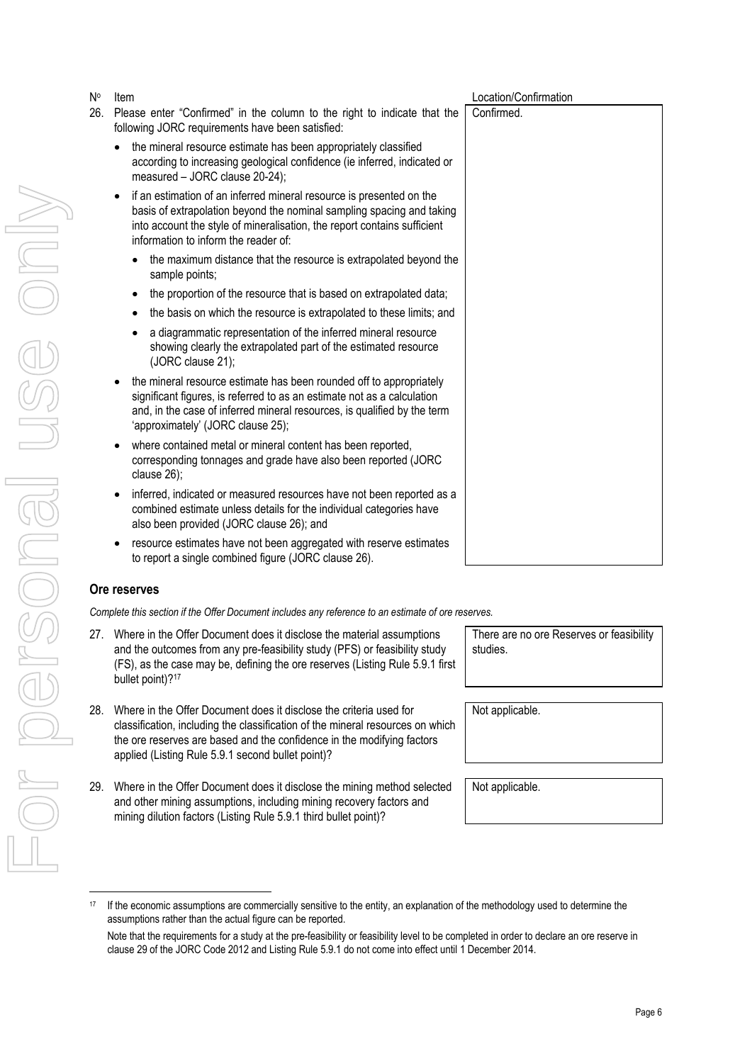| Nº | Item | Location/Confirmation |
|---|---|---|
| 26. | Please enter "Confirmed" in the column to the right to indicate that the following JORC requirements have been satisfied:<br>• the mineral resource estimate has been appropriately classified according to increasing geological confidence (ie inferred, indicated or measured – JORC clause 20-24);<br>• if an estimation of an inferred mineral resource is presented on the basis of extrapolation beyond the nominal sampling spacing and taking into account the style of mineralisation, the report contains sufficient information to inform the reader of:<br>  • the maximum distance that the resource is extrapolated beyond the sample points;<br>  • the proportion of the resource that is based on extrapolated data;<br>  • the basis on which the resource is extrapolated to these limits; and<br>  • a diagrammatic representation of the inferred mineral resource showing clearly the extrapolated part of the estimated resource (JORC clause 21);<br>• the mineral resource estimate has been rounded off to appropriately significant figures, is referred to as an estimate not as a calculation and, in the case of inferred mineral resources, is qualified by the term 'approximately' (JORC clause 25);<br>• where contained metal or mineral content has been reported, corresponding tonnages and grade have also been reported (JORC clause 26);<br>• inferred, indicated or measured resources have not been reported as a combined estimate unless details for the individual categories have also been provided (JORC clause 26); and<br>• resource estimates have not been aggregated with reserve estimates to report a single combined figure (JORC clause 26). | Confirmed. |

## Ore reserves

*Complete this section if the Offer Document includes any reference to an estimate of ore reserves.*

| Nº | Item | Location/Confirmation |
|---|---|---|
| 27. | Where in the Offer Document does it disclose the material assumptions and the outcomes from any pre-feasibility study (PFS) or feasibility study (FS), as the case may be, defining the ore reserves (Listing Rule 5.9.1 first bullet point)?[17] | There are no ore Reserves or feasibility studies. |
| 28. | Where in the Offer Document does it disclose the criteria used for classification, including the classification of the mineral resources on which the ore reserves are based and the confidence in the modifying factors applied (Listing Rule 5.9.1 second bullet point)? | Not applicable. |
| 29. | Where in the Offer Document does it disclose the mining method selected and other mining assumptions, including mining recovery factors and mining dilution factors (Listing Rule 5.9.1 third bullet point)? | Not applicable. |

[17] If the economic assumptions are commercially sensitive to the entity, an explanation of the methodology used to determine the assumptions rather than the actual figure can be reported.

Note that the requirements for a study at the pre-feasibility or feasibility level to be completed in order to declare an ore reserve in clause 29 of the JORC Code 2012 and Listing Rule 5.9.1 do not come into effect until 1 December 2014.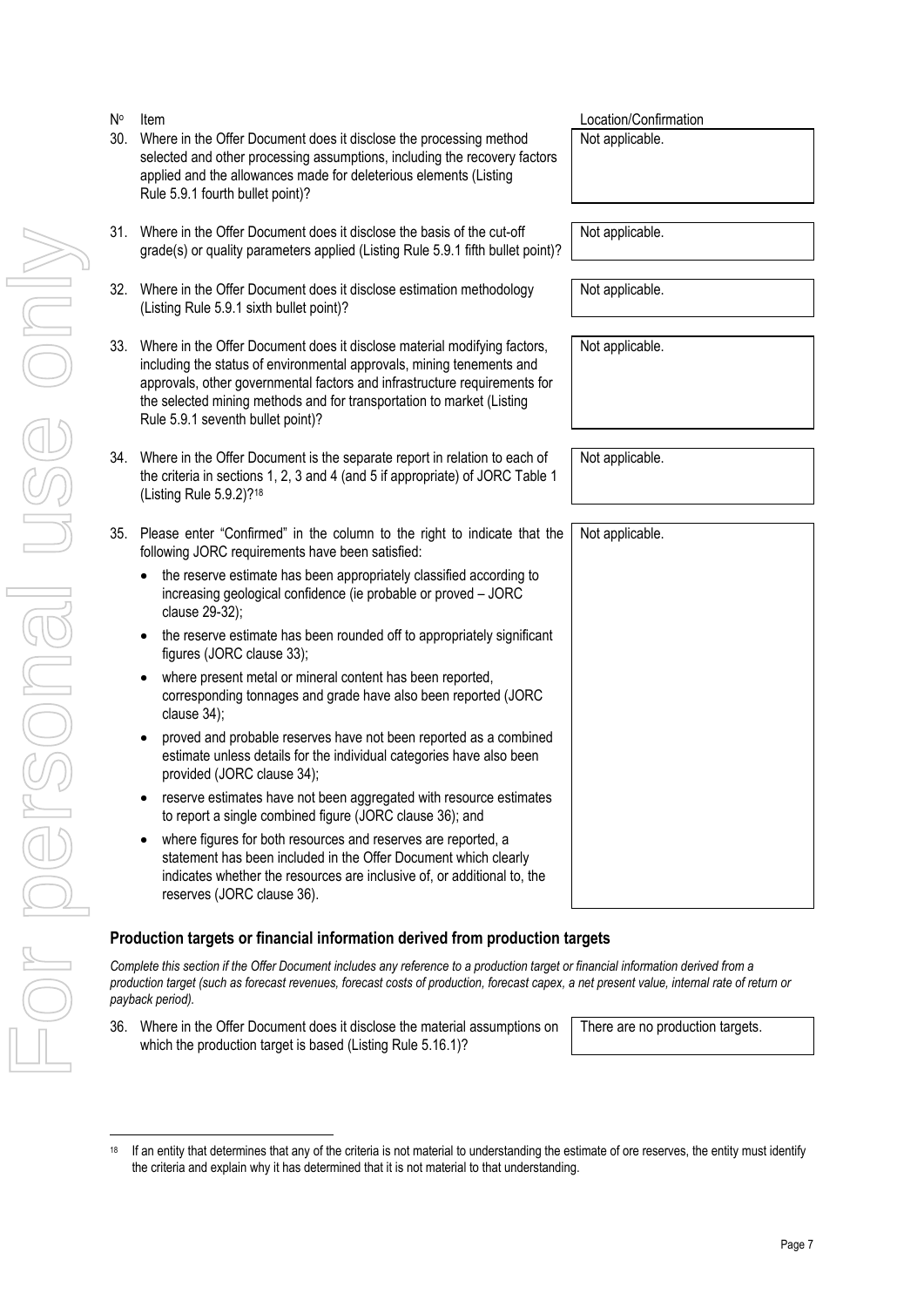| Nº | Item | Location/Confirmation |
|---|---|---|
| 30. | Where in the Offer Document does it disclose the processing method selected and other processing assumptions, including the recovery factors applied and the allowances made for deleterious elements (Listing Rule 5.9.1 fourth bullet point)? | Not applicable. |
| 31. | Where in the Offer Document does it disclose the basis of the cut-off grade(s) or quality parameters applied (Listing Rule 5.9.1 fifth bullet point)? | Not applicable. |
| 32. | Where in the Offer Document does it disclose estimation methodology (Listing Rule 5.9.1 sixth bullet point)? | Not applicable. |
| 33. | Where in the Offer Document does it disclose material modifying factors, including the status of environmental approvals, mining tenements and approvals, other governmental factors and infrastructure requirements for the selected mining methods and for transportation to market (Listing Rule 5.9.1 seventh bullet point)? | Not applicable. |
| 34. | Where in the Offer Document is the separate report in relation to each of the criteria in sections 1, 2, 3 and 4 (and 5 if appropriate) of JORC Table 1 (Listing Rule 5.9.2)?[18] | Not applicable. |
| 35. | Please enter "Confirmed" in the column to the right to indicate that the following JORC requirements have been satisfied: <br>• the reserve estimate has been appropriately classified according to increasing geological confidence (ie probable or proved – JORC clause 29-32); <br>• the reserve estimate has been rounded off to appropriately significant figures (JORC clause 33); <br>• where present metal or mineral content has been reported, corresponding tonnages and grade have also been reported (JORC clause 34); <br>• proved and probable reserves have not been reported as a combined estimate unless details for the individual categories have also been provided (JORC clause 34); <br>• reserve estimates have not been aggregated with resource estimates to report a single combined figure (JORC clause 36); and <br>• where figures for both resources and reserves are reported, a statement has been included in the Offer Document which clearly indicates whether the resources are inclusive of, or additional to, the reserves (JORC clause 36). | Not applicable. |

## Production targets or financial information derived from production targets

*Complete this section if the Offer Document includes any reference to a production target or financial information derived from a production target (such as forecast revenues, forecast costs of production, forecast capex, a net present value, internal rate of return or payback period).*

| Nº | Item | Location/Confirmation |
|---|---|---|
| 36. | Where in the Offer Document does it disclose the material assumptions on which the production target is based (Listing Rule 5.16.1)? | There are no production targets. |

[18] If an entity that determines that any of the criteria is not material to understanding the estimate of ore reserves, the entity must identify the criteria and explain why it has determined that it is not material to that understanding.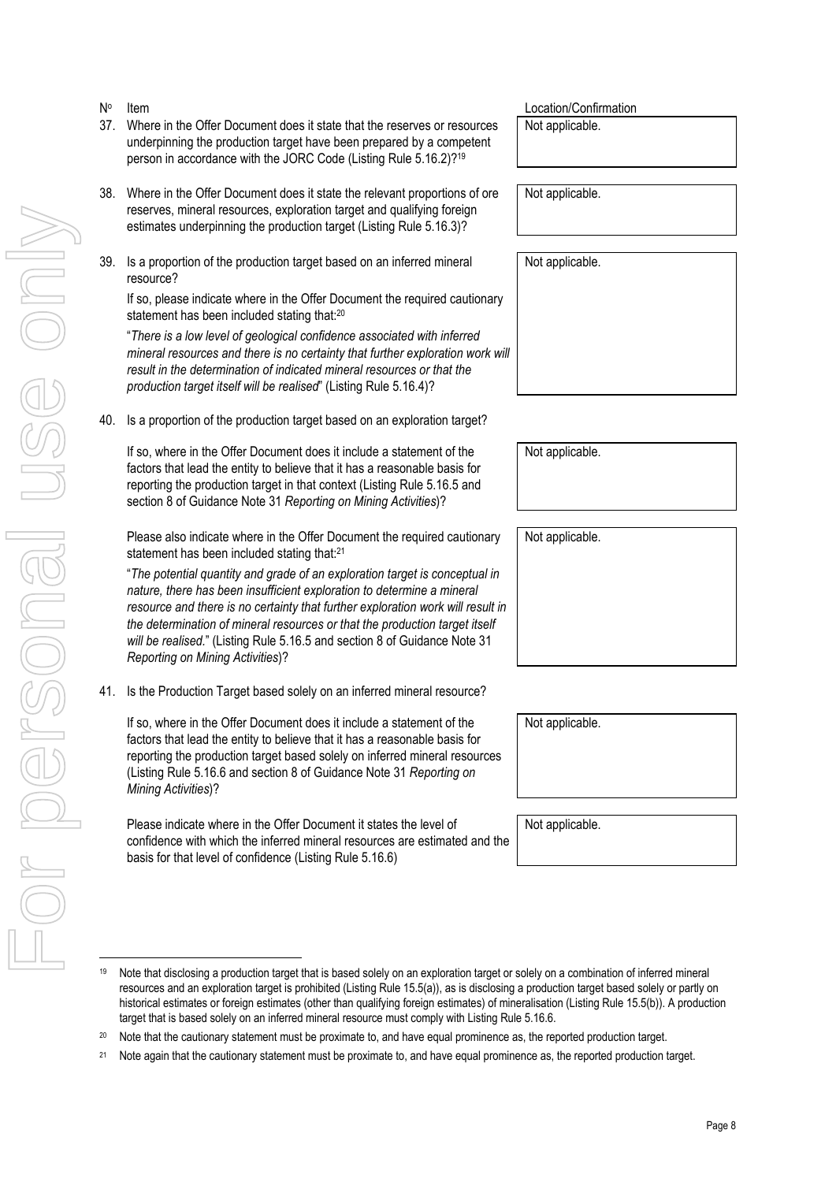| Nº | Item | Location/Confirmation |
|---|---|---|
| 37. | Where in the Offer Document does it state that the reserves or resources underpinning the production target have been prepared by a competent person in accordance with the JORC Code (Listing Rule 5.16.2)?[19] | Not applicable. |
| 38. | Where in the Offer Document does it state the relevant proportions of ore reserves, mineral resources, exploration target and qualifying foreign estimates underpinning the production target (Listing Rule 5.16.3)? | Not applicable. |
| 39. | Is a proportion of the production target based on an inferred mineral resource?<br><br>If so, please indicate where in the Offer Document the required cautionary statement has been included stating that:[20]<br><br>"*There is a low level of geological confidence associated with inferred mineral resources and there is no certainty that further exploration work will result in the determination of indicated mineral resources or that the production target itself will be realised*" (Listing Rule 5.16.4)? | Not applicable. |
| 40. | Is a proportion of the production target based on an exploration target?<br><br>If so, where in the Offer Document does it include a statement of the factors that lead the entity to believe that it has a reasonable basis for reporting the production target in that context (Listing Rule 5.16.5 and section 8 of Guidance Note 31 *Reporting on Mining Activities*)? | Not applicable. |
| | Please also indicate where in the Offer Document the required cautionary statement has been included stating that:[21]<br><br>"*The potential quantity and grade of an exploration target is conceptual in nature, there has been insufficient exploration to determine a mineral resource and there is no certainty that further exploration work will result in the determination of mineral resources or that the production target itself will be realised.*" (Listing Rule 5.16.5 and section 8 of Guidance Note 31 *Reporting on Mining Activities*)? | Not applicable. |
| 41. | Is the Production Target based solely on an inferred mineral resource?<br><br>If so, where in the Offer Document does it include a statement of the factors that lead the entity to believe that it has a reasonable basis for reporting the production target based solely on inferred mineral resources (Listing Rule 5.16.6 and section 8 of Guidance Note 31 *Reporting on Mining Activities*)? | Not applicable. |
| | Please indicate where in the Offer Document it states the level of confidence with which the inferred mineral resources are estimated and the basis for that level of confidence (Listing Rule 5.16.6) | Not applicable. |

---

[19] Note that disclosing a production target that is based solely on an exploration target or solely on a combination of inferred mineral resources and an exploration target is prohibited (Listing Rule 15.5(a)), as is disclosing a production target based solely or partly on historical estimates or foreign estimates (other than qualifying foreign estimates) of mineralisation (Listing Rule 15.5(b)). A production target that is based solely on an inferred mineral resource must comply with Listing Rule 5.16.6.

[20] Note that the cautionary statement must be proximate to, and have equal prominence as, the reported production target.

[21] Note again that the cautionary statement must be proximate to, and have equal prominence as, the reported production target.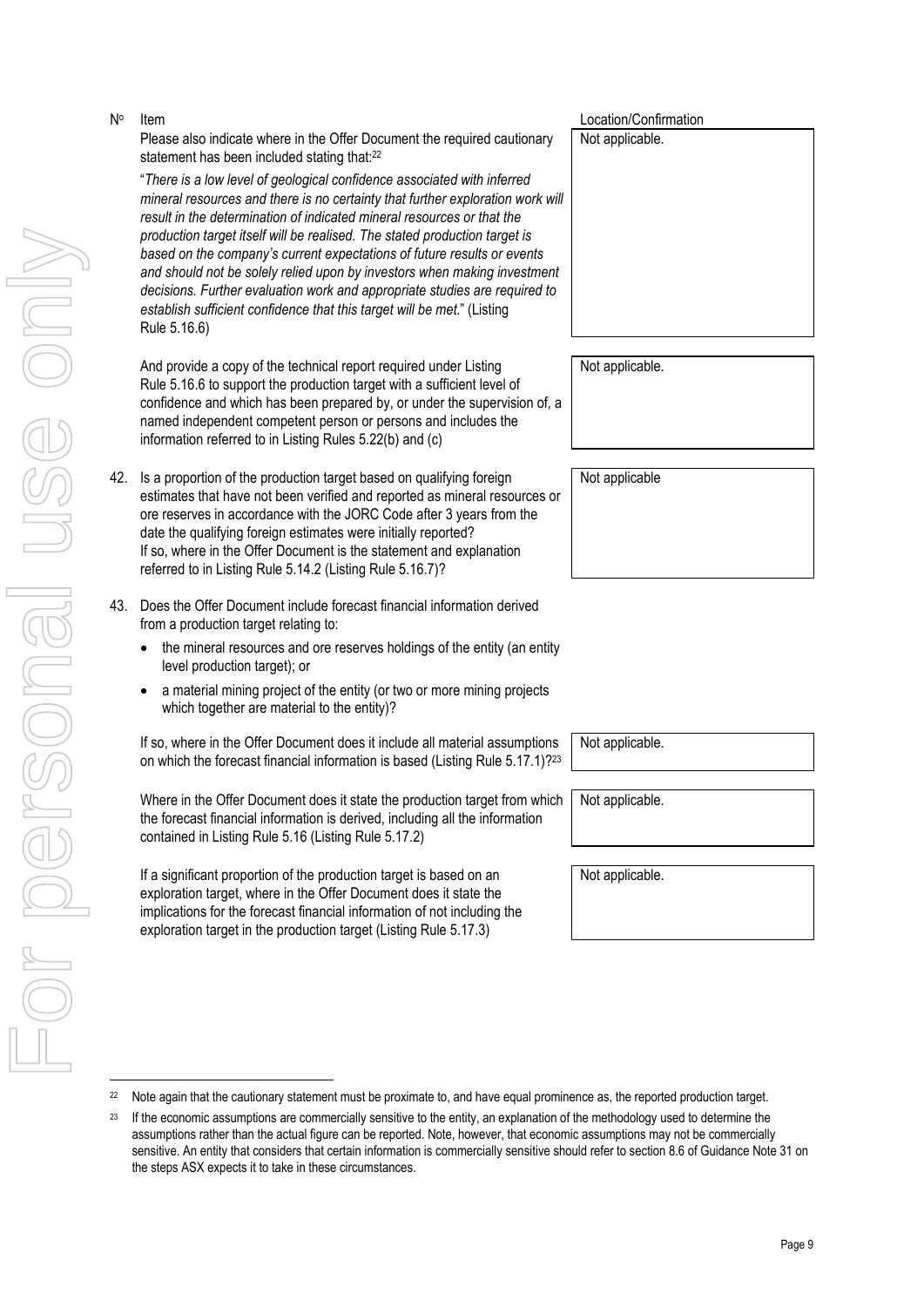| Nº | Item | Location/Confirmation |
|---|---|---|
| | Please also indicate where in the Offer Document the required cautionary statement has been included stating that:[22]<br><br>"*There is a low level of geological confidence associated with inferred mineral resources and there is no certainty that further exploration work will result in the determination of indicated mineral resources or that the production target itself will be realised. The stated production target is based on the company's current expectations of future results or events and should not be solely relied upon by investors when making investment decisions. Further evaluation work and appropriate studies are required to establish sufficient confidence that this target will be met.*" (Listing Rule 5.16.6) | Not applicable. |
| | And provide a copy of the technical report required under Listing Rule 5.16.6 to support the production target with a sufficient level of confidence and which has been prepared by, or under the supervision of, a named independent competent person or persons and includes the information referred to in Listing Rules 5.22(b) and (c) | Not applicable. |
| 42. | Is a proportion of the production target based on qualifying foreign estimates that have not been verified and reported as mineral resources or ore reserves in accordance with the JORC Code after 3 years from the date the qualifying foreign estimates were initially reported?<br>If so, where in the Offer Document is the statement and explanation referred to in Listing Rule 5.14.2 (Listing Rule 5.16.7)? | Not applicable |
| 43. | Does the Offer Document include forecast financial information derived from a production target relating to:<br>• the mineral resources and ore reserves holdings of the entity (an entity level production target); or<br>• a material mining project of the entity (or two or more mining projects which together are material to the entity)? | |
| | If so, where in the Offer Document does it include all material assumptions on which the forecast financial information is based (Listing Rule 5.17.1)?[23] | Not applicable. |
| | Where in the Offer Document does it state the production target from which the forecast financial information is derived, including all the information contained in Listing Rule 5.16 (Listing Rule 5.17.2) | Not applicable. |
| | If a significant proportion of the production target is based on an exploration target, where in the Offer Document does it state the implications for the forecast financial information of not including the exploration target in the production target (Listing Rule 5.17.3) | Not applicable. |

[22] Note again that the cautionary statement must be proximate to, and have equal prominence as, the reported production target.

[23] If the economic assumptions are commercially sensitive to the entity, an explanation of the methodology used to determine the assumptions rather than the actual figure can be reported. Note, however, that economic assumptions may not be commercially sensitive. An entity that considers that certain information is commercially sensitive should refer to section 8.6 of Guidance Note 31 on the steps ASX expects it to take in these circumstances.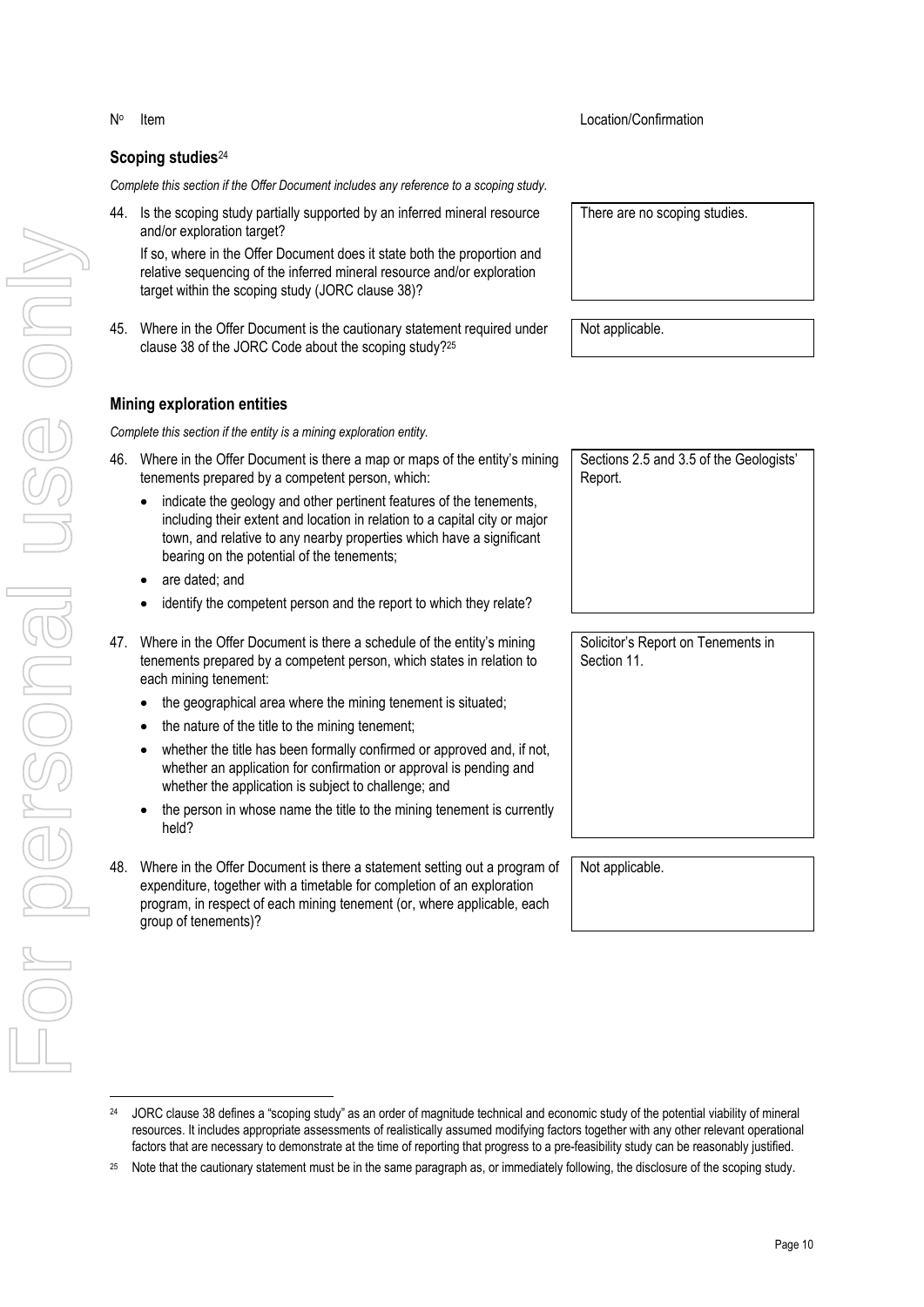| Nº | Item | Location/Confirmation |
|---|---|---|

### Scoping studies[24]

*Complete this section if the Offer Document includes any reference to a scoping study.*

| Nº | Item | Location/Confirmation |
|---|---|---|
| 44. | Is the scoping study partially supported by an inferred mineral resource and/or exploration target?<br><br>If so, where in the Offer Document does it state both the proportion and relative sequencing of the inferred mineral resource and/or exploration target within the scoping study (JORC clause 38)? | There are no scoping studies. |
| 45. | Where in the Offer Document is the cautionary statement required under clause 38 of the JORC Code about the scoping study?[25] | Not applicable. |

### Mining exploration entities

*Complete this section if the entity is a mining exploration entity.*

| Nº | Item | Location/Confirmation |
|---|---|---|
| 46. | Where in the Offer Document is there a map or maps of the entity's mining tenements prepared by a competent person, which:<br>• indicate the geology and other pertinent features of the tenements, including their extent and location in relation to a capital city or major town, and relative to any nearby properties which have a significant bearing on the potential of the tenements;<br>• are dated; and<br>• identify the competent person and the report to which they relate? | Sections 2.5 and 3.5 of the Geologists' Report. |
| 47. | Where in the Offer Document is there a schedule of the entity's mining tenements prepared by a competent person, which states in relation to each mining tenement:<br>• the geographical area where the mining tenement is situated;<br>• the nature of the title to the mining tenement;<br>• whether the title has been formally confirmed or approved and, if not, whether an application for confirmation or approval is pending and whether the application is subject to challenge; and<br>• the person in whose name the title to the mining tenement is currently held? | Solicitor's Report on Tenements in Section 11. |
| 48. | Where in the Offer Document is there a statement setting out a program of expenditure, together with a timetable for completion of an exploration program, in respect of each mining tenement (or, where applicable, each group of tenements)? | Not applicable. |

---

[24] JORC clause 38 defines a "scoping study" as an order of magnitude technical and economic study of the potential viability of mineral resources. It includes appropriate assessments of realistically assumed modifying factors together with any other relevant operational factors that are necessary to demonstrate at the time of reporting that progress to a pre-feasibility study can be reasonably justified.

[25] Note that the cautionary statement must be in the same paragraph as, or immediately following, the disclosure of the scoping study.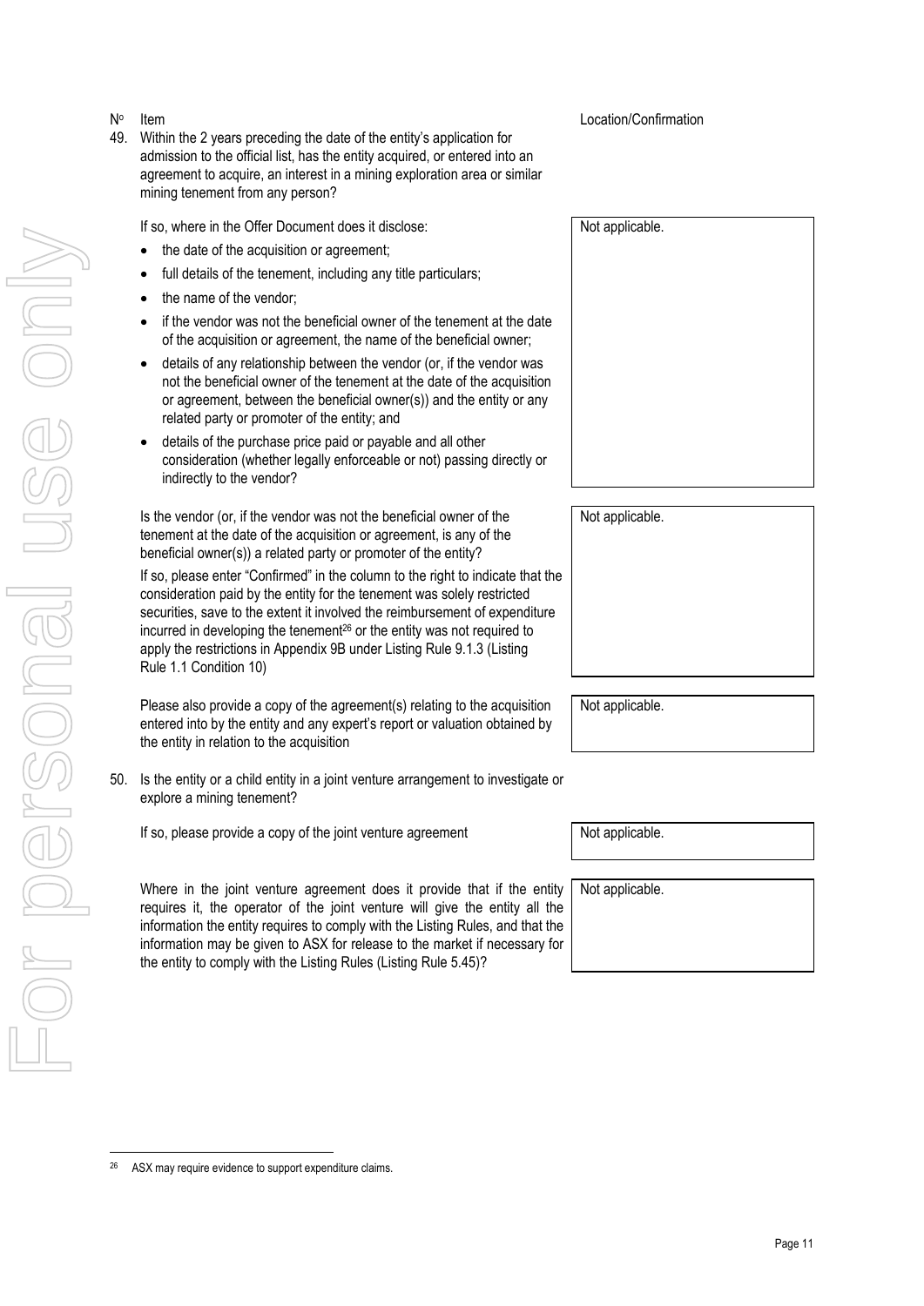| Nº | Item | Location/Confirmation |
|---|---|---|
| 49. | Within the 2 years preceding the date of the entity's application for admission to the official list, has the entity acquired, or entered into an agreement to acquire, an interest in a mining exploration area or similar mining tenement from any person? | |
| | If so, where in the Offer Document does it disclose:<br>• the date of the acquisition or agreement;<br>• full details of the tenement, including any title particulars;<br>• the name of the vendor;<br>• if the vendor was not the beneficial owner of the tenement at the date of the acquisition or agreement, the name of the beneficial owner;<br>• details of any relationship between the vendor (or, if the vendor was not the beneficial owner of the tenement at the date of the acquisition or agreement, between the beneficial owner(s)) and the entity or any related party or promoter of the entity; and<br>• details of the purchase price paid or payable and all other consideration (whether legally enforceable or not) passing directly or indirectly to the vendor? | Not applicable. |
| | Is the vendor (or, if the vendor was not the beneficial owner of the tenement at the date of the acquisition or agreement, is any of the beneficial owner(s)) a related party or promoter of the entity?<br>If so, please enter "Confirmed" in the column to the right to indicate that the consideration paid by the entity for the tenement was solely restricted securities, save to the extent it involved the reimbursement of expenditure incurred in developing the tenement[26] or the entity was not required to apply the restrictions in Appendix 9B under Listing Rule 9.1.3 (Listing Rule 1.1 Condition 10) | Not applicable. |
| | Please also provide a copy of the agreement(s) relating to the acquisition entered into by the entity and any expert's report or valuation obtained by the entity in relation to the acquisition | Not applicable. |
| 50. | Is the entity or a child entity in a joint venture arrangement to investigate or explore a mining tenement? | |
| | If so, please provide a copy of the joint venture agreement | Not applicable. |
| | Where in the joint venture agreement does it provide that if the entity requires it, the operator of the joint venture will give the entity all the information the entity requires to comply with the Listing Rules, and that the information may be given to ASX for release to the market if necessary for the entity to comply with the Listing Rules (Listing Rule 5.45)? | Not applicable. |

[26] ASX may require evidence to support expenditure claims.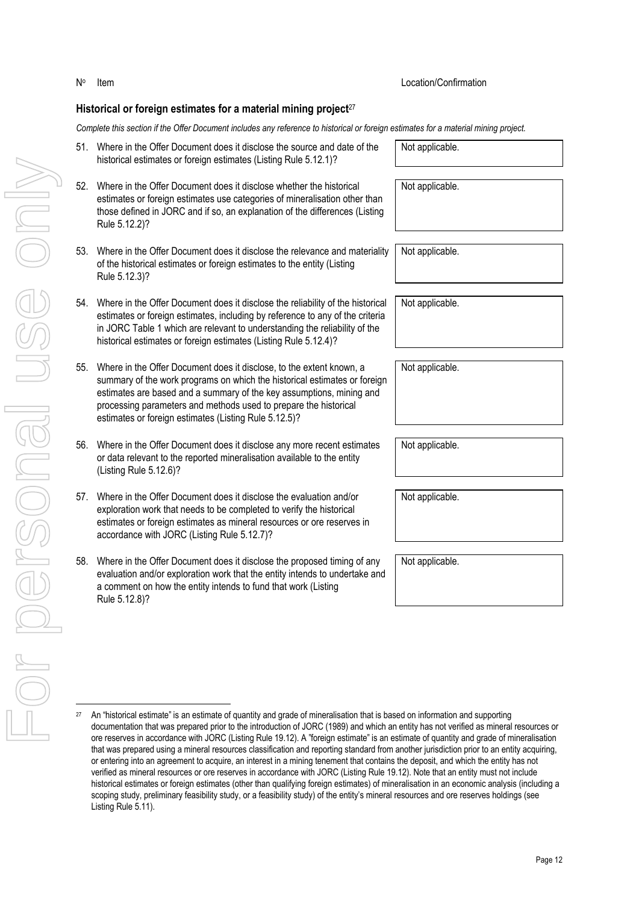| Nº | Item | Location/Confirmation |
|---|---|---|

### Historical or foreign estimates for a material mining project[27]

*Complete this section if the Offer Document includes any reference to historical or foreign estimates for a material mining project.*

| Nº | Item | Location/Confirmation |
|---|---|---|
| 51. | Where in the Offer Document does it disclose the source and date of the historical estimates or foreign estimates (Listing Rule 5.12.1)? | Not applicable. |
| 52. | Where in the Offer Document does it disclose whether the historical estimates or foreign estimates use categories of mineralisation other than those defined in JORC and if so, an explanation of the differences (Listing Rule 5.12.2)? | Not applicable. |
| 53. | Where in the Offer Document does it disclose the relevance and materiality of the historical estimates or foreign estimates to the entity (Listing Rule 5.12.3)? | Not applicable. |
| 54. | Where in the Offer Document does it disclose the reliability of the historical estimates or foreign estimates, including by reference to any of the criteria in JORC Table 1 which are relevant to understanding the reliability of the historical estimates or foreign estimates (Listing Rule 5.12.4)? | Not applicable. |
| 55. | Where in the Offer Document does it disclose, to the extent known, a summary of the work programs on which the historical estimates or foreign estimates are based and a summary of the key assumptions, mining and processing parameters and methods used to prepare the historical estimates or foreign estimates (Listing Rule 5.12.5)? | Not applicable. |
| 56. | Where in the Offer Document does it disclose any more recent estimates or data relevant to the reported mineralisation available to the entity (Listing Rule 5.12.6)? | Not applicable. |
| 57. | Where in the Offer Document does it disclose the evaluation and/or exploration work that needs to be completed to verify the historical estimates or foreign estimates as mineral resources or ore reserves in accordance with JORC (Listing Rule 5.12.7)? | Not applicable. |
| 58. | Where in the Offer Document does it disclose the proposed timing of any evaluation and/or exploration work that the entity intends to undertake and a comment on how the entity intends to fund that work (Listing Rule 5.12.8)? | Not applicable. |

[27] An "historical estimate" is an estimate of quantity and grade of mineralisation that is based on information and supporting documentation that was prepared prior to the introduction of JORC (1989) and which an entity has not verified as mineral resources or ore reserves in accordance with JORC (Listing Rule 19.12). A "foreign estimate" is an estimate of quantity and grade of mineralisation that was prepared using a mineral resources classification and reporting standard from another jurisdiction prior to an entity acquiring, or entering into an agreement to acquire, an interest in a mining tenement that contains the deposit, and which the entity has not verified as mineral resources or ore reserves in accordance with JORC (Listing Rule 19.12). Note that an entity must not include historical estimates or foreign estimates (other than qualifying foreign estimates) of mineralisation in an economic analysis (including a scoping study, preliminary feasibility study, or a feasibility study) of the entity's mineral resources and ore reserves holdings (see Listing Rule 5.11).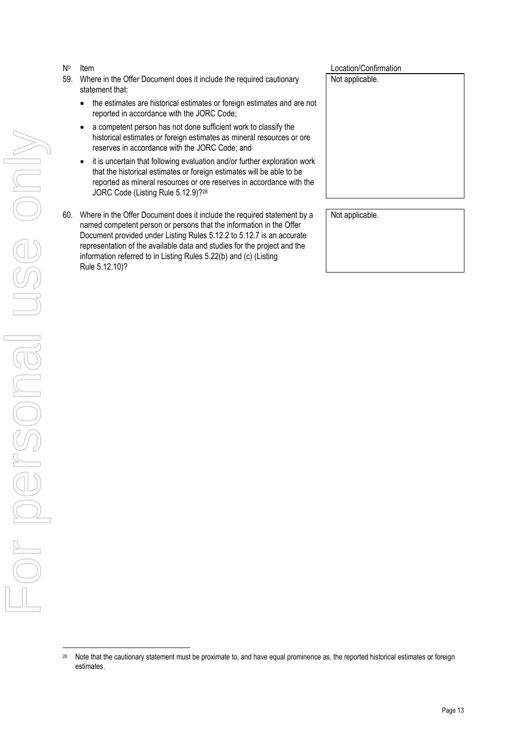| Nº | Item | Location/Confirmation |
| --- | --- | --- |
| 59. | Where in the Offer Document does it include the required cautionary statement that:<br>• the estimates are historical estimates or foreign estimates and are not reported in accordance with the JORC Code;<br>• a competent person has not done sufficient work to classify the historical estimates or foreign estimates as mineral resources or ore reserves in accordance with the JORC Code; and<br>• it is uncertain that following evaluation and/or further exploration work that the historical estimates or foreign estimates will be able to be reported as mineral resources or ore reserves in accordance with the JORC Code (Listing Rule 5.12.9)?[28] | Not applicable. |
| 60. | Where in the Offer Document does it include the required statement by a named competent person or persons that the information in the Offer Document provided under Listing Rules 5.12.2 to 5.12.7 is an accurate representation of the available data and studies for the project and the information referred to in Listing Rules 5.22(b) and (c) (Listing Rule 5.12.10)? | Not applicable. |

[28] Note that the cautionary statement must be proximate to, and have equal prominence as, the reported historical estimates or foreign estimates.